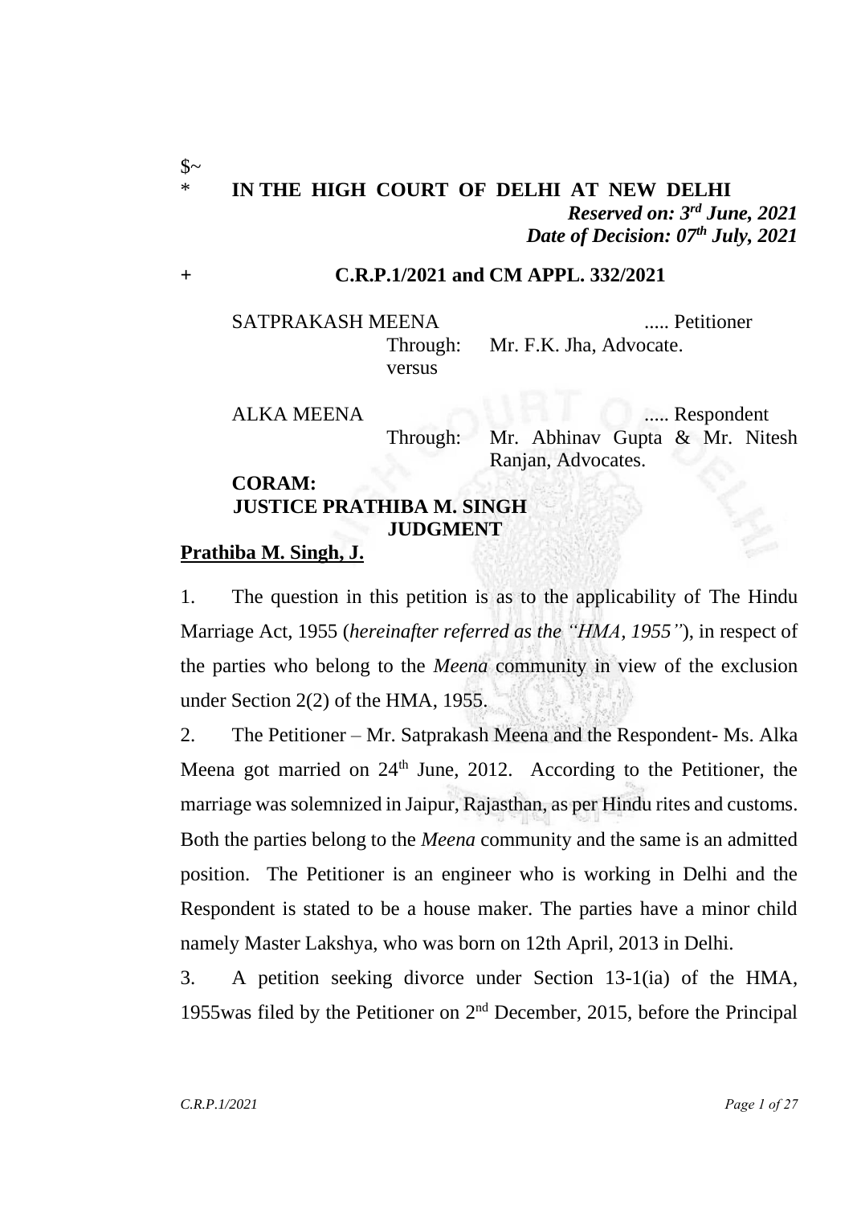$~

\* **IN THE HIGH COURT OF DELHI AT NEW DELHI**

*Reserved on: 3rd June, 2021*

*Date of Decision: 07th July, 2021*

\+ **C.R.P.1/2021 and CM APPL. 332/2021**

SATPRAKASH MEENA ..... Petitioner

Through: Mr. F.K. Jha, Advocate.

versus

ALKA MEENA ..... Respondent

Through: Mr. Abhinav Gupta & Mr. Nitesh Ranjan, Advocates.

**CORAM:**

**JUSTICE PRATHIBA M. SINGH**

**JUDGMENT**

**Prathiba M. Singh, J.**

1. The question in this petition is as to the applicability of The Hindu Marriage Act, 1955 (*hereinafter referred as the "HMA, 1955"*), in respect of the parties who belong to the *Meena* community in view of the exclusion under Section 2(2) of the HMA, 1955.

2. The Petitioner – Mr. Satprakash Meena and the Respondent- Ms. Alka Meena got married on 24th June, 2012. According to the Petitioner, the marriage was solemnized in Jaipur, Rajasthan, as per Hindu rites and customs. Both the parties belong to the *Meena* community and the same is an admitted position. The Petitioner is an engineer who is working in Delhi and the Respondent is stated to be a house maker. The parties have a minor child namely Master Lakshya, who was born on 12th April, 2013 in Delhi.

3. A petition seeking divorce under Section 13-1(ia) of the HMA, 1955was filed by the Petitioner on 2nd December, 2015, before the Principal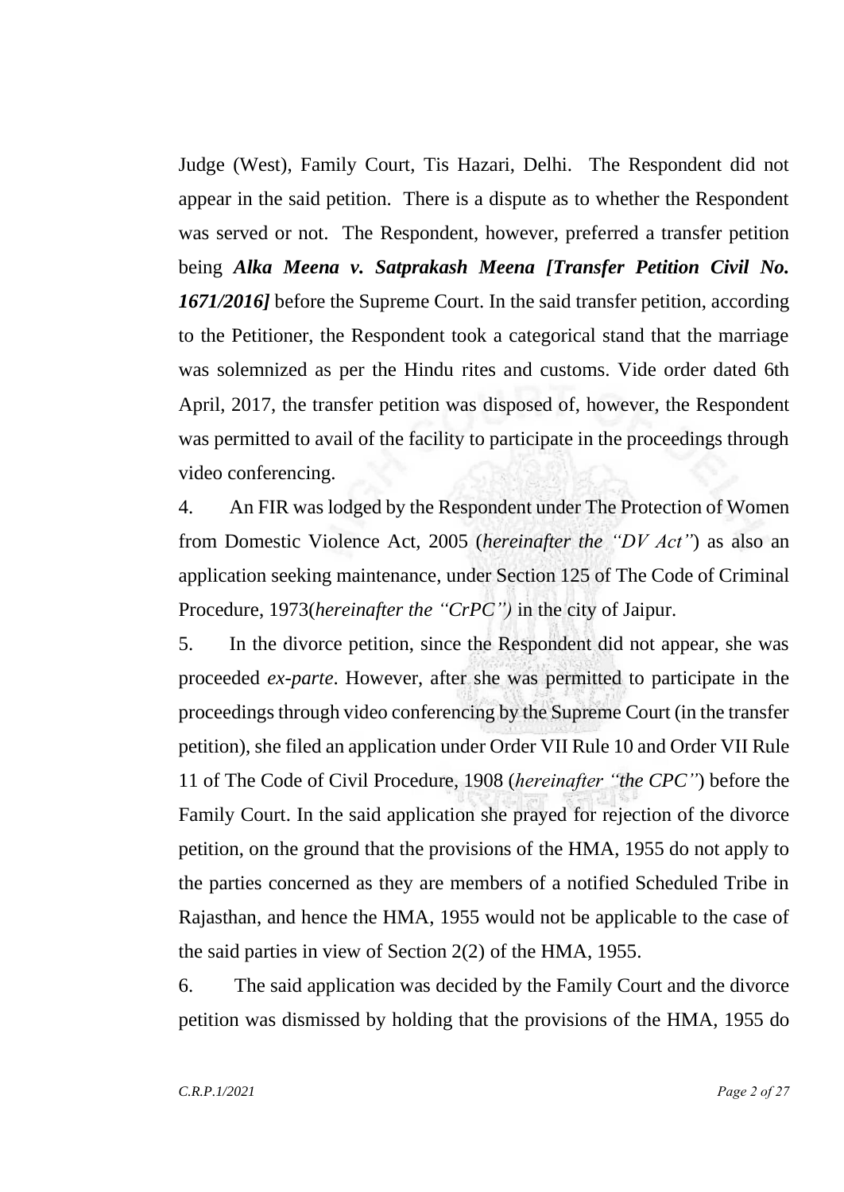Judge (West), Family Court, Tis Hazari, Delhi. The Respondent did not appear in the said petition. There is a dispute as to whether the Respondent was served or not. The Respondent, however, preferred a transfer petition being ***Alka Meena v. Satprakash Meena [Transfer Petition Civil No. 1671/2016]*** before the Supreme Court. In the said transfer petition, according to the Petitioner, the Respondent took a categorical stand that the marriage was solemnized as per the Hindu rites and customs. Vide order dated 6th April, 2017, the transfer petition was disposed of, however, the Respondent was permitted to avail of the facility to participate in the proceedings through video conferencing.

4. An FIR was lodged by the Respondent under The Protection of Women from Domestic Violence Act, 2005 (*hereinafter the "DV Act"*) as also an application seeking maintenance, under Section 125 of The Code of Criminal Procedure, 1973(*hereinafter the "CrPC")* in the city of Jaipur.

5. In the divorce petition, since the Respondent did not appear, she was proceeded *ex-parte*. However, after she was permitted to participate in the proceedings through video conferencing by the Supreme Court (in the transfer petition), she filed an application under Order VII Rule 10 and Order VII Rule 11 of The Code of Civil Procedure, 1908 (*hereinafter "the CPC"*) before the Family Court. In the said application she prayed for rejection of the divorce petition, on the ground that the provisions of the HMA, 1955 do not apply to the parties concerned as they are members of a notified Scheduled Tribe in Rajasthan, and hence the HMA, 1955 would not be applicable to the case of the said parties in view of Section 2(2) of the HMA, 1955.

6. The said application was decided by the Family Court and the divorce petition was dismissed by holding that the provisions of the HMA, 1955 do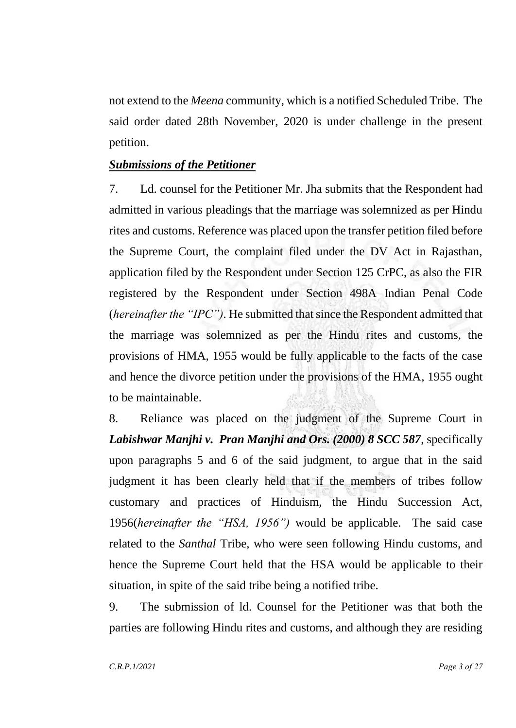not extend to the *Meena* community, which is a notified Scheduled Tribe. The said order dated 28th November, 2020 is under challenge in the present petition.

***Submissions of the Petitioner***

7. Ld. counsel for the Petitioner Mr. Jha submits that the Respondent had admitted in various pleadings that the marriage was solemnized as per Hindu rites and customs. Reference was placed upon the transfer petition filed before the Supreme Court, the complaint filed under the DV Act in Rajasthan, application filed by the Respondent under Section 125 CrPC, as also the FIR registered by the Respondent under Section 498A Indian Penal Code (*hereinafter the "IPC")*. He submitted that since the Respondent admitted that the marriage was solemnized as per the Hindu rites and customs, the provisions of HMA, 1955 would be fully applicable to the facts of the case and hence the divorce petition under the provisions of the HMA, 1955 ought to be maintainable.

8. Reliance was placed on the judgment of the Supreme Court in ***Labishwar Manjhi v. Pran Manjhi and Ors. (2000) 8 SCC 587***, specifically upon paragraphs 5 and 6 of the said judgment, to argue that in the said judgment it has been clearly held that if the members of tribes follow customary and practices of Hinduism, the Hindu Succession Act, 1956(*hereinafter the "HSA, 1956")* would be applicable. The said case related to the *Santhal* Tribe, who were seen following Hindu customs, and hence the Supreme Court held that the HSA would be applicable to their situation, in spite of the said tribe being a notified tribe.

9. The submission of ld. Counsel for the Petitioner was that both the parties are following Hindu rites and customs, and although they are residing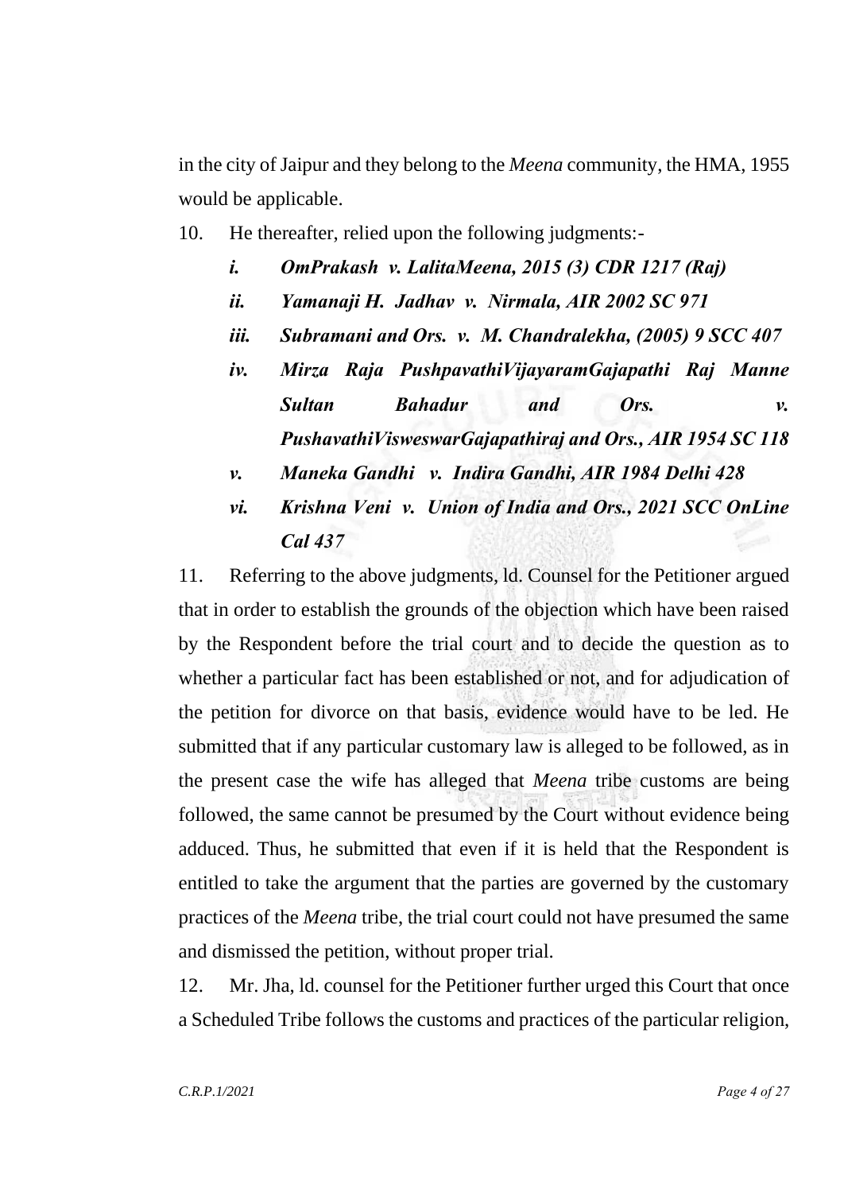in the city of Jaipur and they belong to the *Meena* community, the HMA, 1955 would be applicable.

10. He thereafter, relied upon the following judgments:-

    *i.* ***OmPrakash v. LalitaMeena, 2015 (3) CDR 1217 (Raj)***

    *ii.* ***Yamanaji H. Jadhav v. Nirmala, AIR 2002 SC 971***

    *iii.* ***Subramani and Ors. v. M. Chandralekha, (2005) 9 SCC 407***

    *iv.* ***Mirza Raja PushpavathiVijayaramGajapathi Raj Manne Sultan Bahadur and Ors. v. PushavathiVisweswarGajapathiraj and Ors., AIR 1954 SC 118***

    *v.* ***Maneka Gandhi v. Indira Gandhi, AIR 1984 Delhi 428***

    *vi.* ***Krishna Veni v. Union of India and Ors., 2021 SCC OnLine Cal 437***

11. Referring to the above judgments, ld. Counsel for the Petitioner argued that in order to establish the grounds of the objection which have been raised by the Respondent before the trial court and to decide the question as to whether a particular fact has been established or not, and for adjudication of the petition for divorce on that basis, evidence would have to be led. He submitted that if any particular customary law is alleged to be followed, as in the present case the wife has alleged that *Meena* tribe customs are being followed, the same cannot be presumed by the Court without evidence being adduced. Thus, he submitted that even if it is held that the Respondent is entitled to take the argument that the parties are governed by the customary practices of the *Meena* tribe, the trial court could not have presumed the same and dismissed the petition, without proper trial.

12. Mr. Jha, ld. counsel for the Petitioner further urged this Court that once a Scheduled Tribe follows the customs and practices of the particular religion,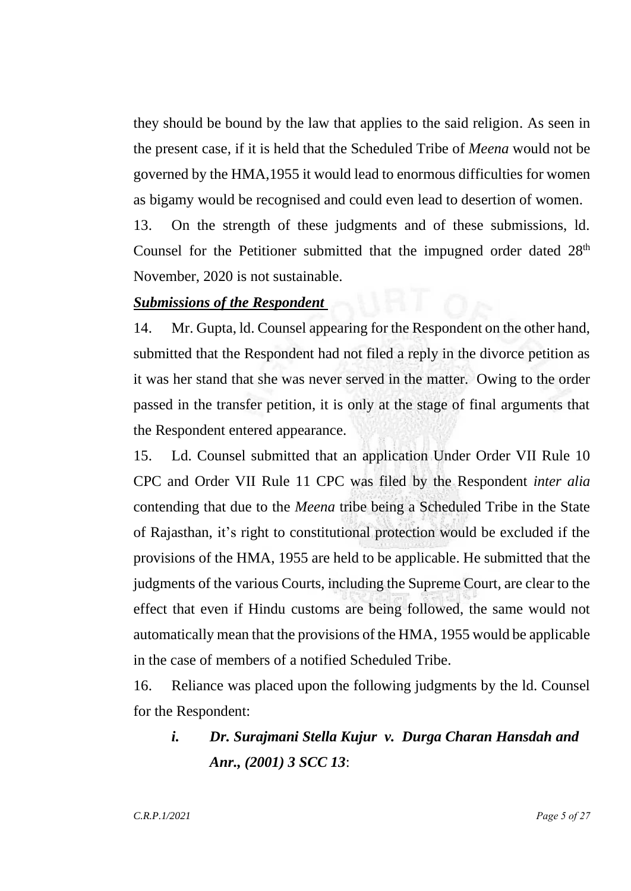they should be bound by the law that applies to the said religion. As seen in the present case, if it is held that the Scheduled Tribe of *Meena* would not be governed by the HMA,1955 it would lead to enormous difficulties for women as bigamy would be recognised and could even lead to desertion of women.

13. On the strength of these judgments and of these submissions, ld. Counsel for the Petitioner submitted that the impugned order dated 28th November, 2020 is not sustainable.

***Submissions of the Respondent***

14. Mr. Gupta, ld. Counsel appearing for the Respondent on the other hand, submitted that the Respondent had not filed a reply in the divorce petition as it was her stand that she was never served in the matter. Owing to the order passed in the transfer petition, it is only at the stage of final arguments that the Respondent entered appearance.

15. Ld. Counsel submitted that an application Under Order VII Rule 10 CPC and Order VII Rule 11 CPC was filed by the Respondent *inter alia* contending that due to the *Meena* tribe being a Scheduled Tribe in the State of Rajasthan, it's right to constitutional protection would be excluded if the provisions of the HMA, 1955 are held to be applicable. He submitted that the judgments of the various Courts, including the Supreme Court, are clear to the effect that even if Hindu customs are being followed, the same would not automatically mean that the provisions of the HMA, 1955 would be applicable in the case of members of a notified Scheduled Tribe.

16. Reliance was placed upon the following judgments by the ld. Counsel for the Respondent:

***i. Dr. Surajmani Stella Kujur v. Durga Charan Hansdah and Anr., (2001) 3 SCC 13***: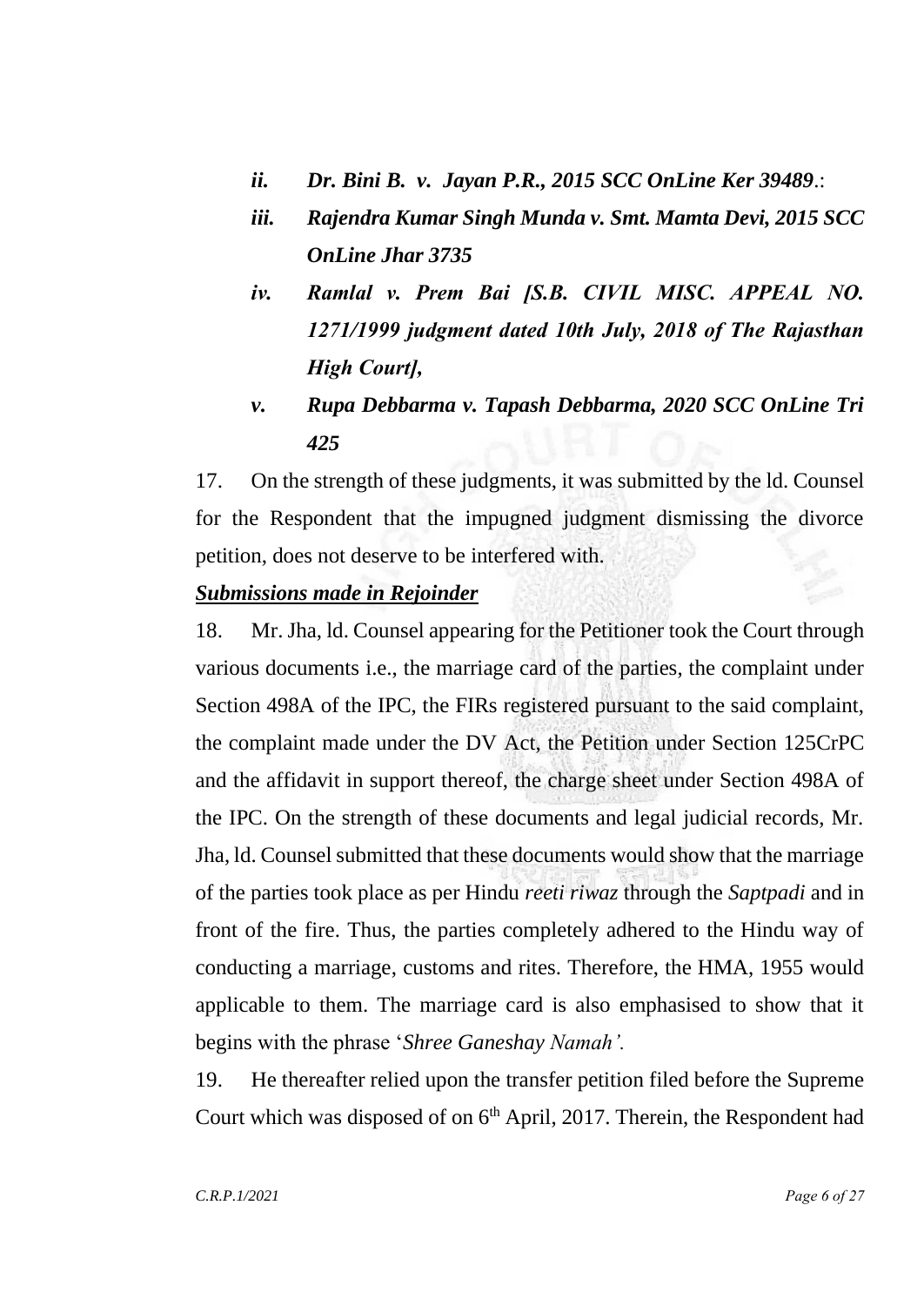*ii. Dr. Bini B. v. Jayan P.R., 2015 SCC OnLine Ker 39489*.:

*iii. Rajendra Kumar Singh Munda v. Smt. Mamta Devi, 2015 SCC OnLine Jhar 3735*

*iv. Ramlal v. Prem Bai [S.B. CIVIL MISC. APPEAL NO. 1271/1999 judgment dated 10th July, 2018 of The Rajasthan High Court],*

*v. Rupa Debbarma v. Tapash Debbarma, 2020 SCC OnLine Tri 425*

17. On the strength of these judgments, it was submitted by the ld. Counsel for the Respondent that the impugned judgment dismissing the divorce petition, does not deserve to be interfered with.

***Submissions made in Rejoinder***

18. Mr. Jha, ld. Counsel appearing for the Petitioner took the Court through various documents i.e., the marriage card of the parties, the complaint under Section 498A of the IPC, the FIRs registered pursuant to the said complaint, the complaint made under the DV Act, the Petition under Section 125CrPC and the affidavit in support thereof, the charge sheet under Section 498A of the IPC. On the strength of these documents and legal judicial records, Mr. Jha, ld. Counsel submitted that these documents would show that the marriage of the parties took place as per Hindu *reeti riwaz* through the *Saptpadi* and in front of the fire. Thus, the parties completely adhered to the Hindu way of conducting a marriage, customs and rites. Therefore, the HMA, 1955 would applicable to them. The marriage card is also emphasised to show that it begins with the phrase '*Shree Ganeshay Namah'.*

19. He thereafter relied upon the transfer petition filed before the Supreme Court which was disposed of on 6th April, 2017. Therein, the Respondent had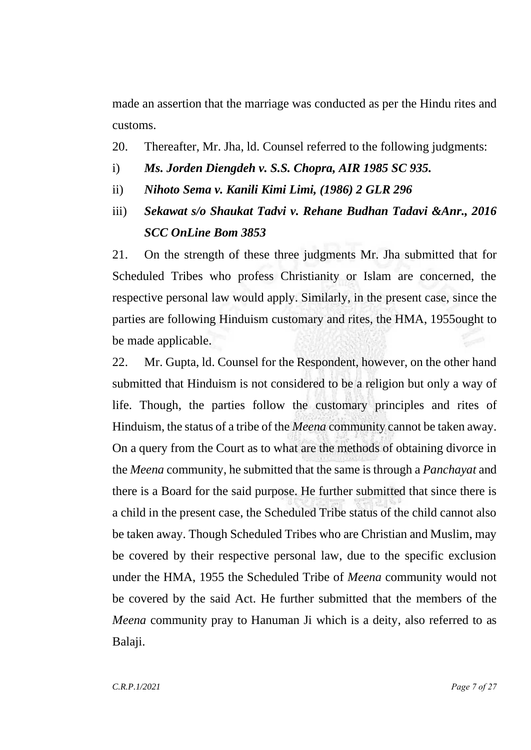made an assertion that the marriage was conducted as per the Hindu rites and customs.

20. Thereafter, Mr. Jha, ld. Counsel referred to the following judgments:

i) ***Ms. Jorden Diengdeh v. S.S. Chopra, AIR 1985 SC 935.***

ii) ***Nihoto Sema v. Kanili Kimi Limi, (1986) 2 GLR 296***

iii) ***Sekawat s/o Shaukat Tadvi v. Rehane Budhan Tadavi &Anr., 2016 SCC OnLine Bom 3853***

21. On the strength of these three judgments Mr. Jha submitted that for Scheduled Tribes who profess Christianity or Islam are concerned, the respective personal law would apply. Similarly, in the present case, since the parties are following Hinduism customary and rites, the HMA, 1955ought to be made applicable.

22. Mr. Gupta, ld. Counsel for the Respondent, however, on the other hand submitted that Hinduism is not considered to be a religion but only a way of life. Though, the parties follow the customary principles and rites of Hinduism, the status of a tribe of the *Meena* community cannot be taken away. On a query from the Court as to what are the methods of obtaining divorce in the *Meena* community, he submitted that the same is through a *Panchayat* and there is a Board for the said purpose. He further submitted that since there is a child in the present case, the Scheduled Tribe status of the child cannot also be taken away. Though Scheduled Tribes who are Christian and Muslim, may be covered by their respective personal law, due to the specific exclusion under the HMA, 1955 the Scheduled Tribe of *Meena* community would not be covered by the said Act. He further submitted that the members of the *Meena* community pray to Hanuman Ji which is a deity, also referred to as Balaji.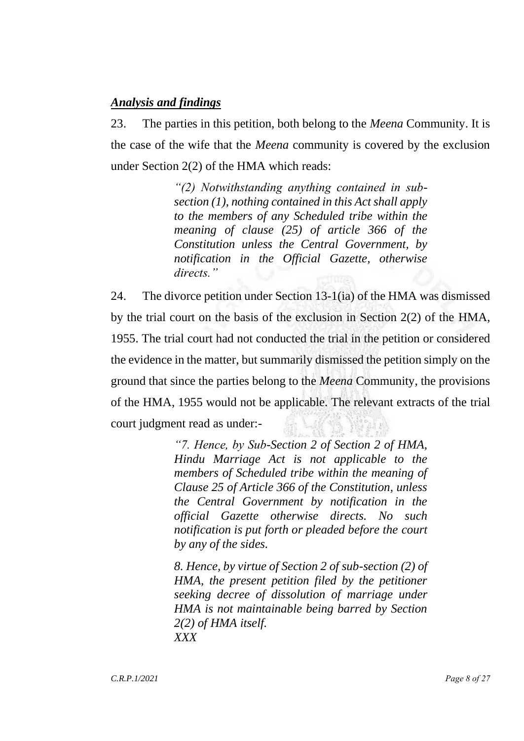***Analysis and findings***

23. The parties in this petition, both belong to the *Meena* Community. It is the case of the wife that the *Meena* community is covered by the exclusion under Section 2(2) of the HMA which reads:

> *"(2) Notwithstanding anything contained in sub-section (1), nothing contained in this Act shall apply to the members of any Scheduled tribe within the meaning of clause (25) of article 366 of the Constitution unless the Central Government, by notification in the Official Gazette, otherwise directs."*

24. The divorce petition under Section 13-1(ia) of the HMA was dismissed by the trial court on the basis of the exclusion in Section 2(2) of the HMA, 1955. The trial court had not conducted the trial in the petition or considered the evidence in the matter, but summarily dismissed the petition simply on the ground that since the parties belong to the *Meena* Community, the provisions of the HMA, 1955 would not be applicable. The relevant extracts of the trial court judgment read as under:-

> *"7. Hence, by Sub-Section 2 of Section 2 of HMA, Hindu Marriage Act is not applicable to the members of Scheduled tribe within the meaning of Clause 25 of Article 366 of the Constitution, unless the Central Government by notification in the official Gazette otherwise directs. No such notification is put forth or pleaded before the court by any of the sides.*
>
> *8. Hence, by virtue of Section 2 of sub-section (2) of HMA, the present petition filed by the petitioner seeking decree of dissolution of marriage under HMA is not maintainable being barred by Section 2(2) of HMA itself.*
> *XXX*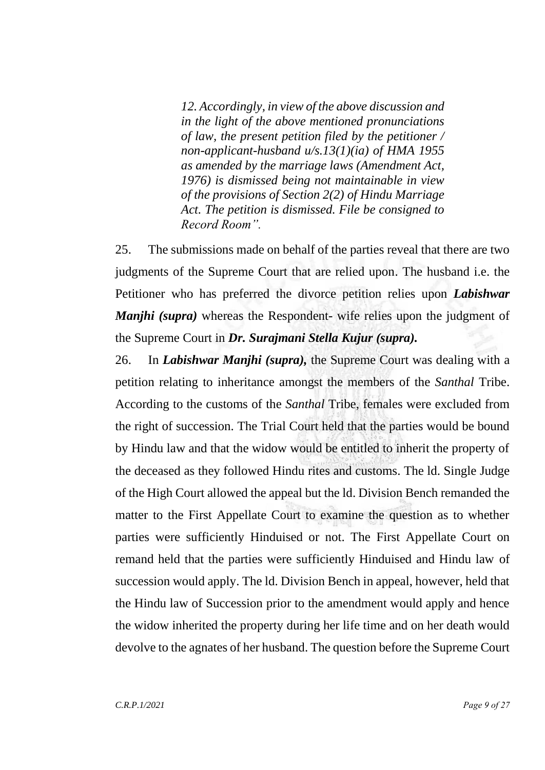> *12. Accordingly, in view of the above discussion and in the light of the above mentioned pronunciations of law, the present petition filed by the petitioner / non-applicant-husband u/s.13(1)(ia) of HMA 1955 as amended by the marriage laws (Amendment Act, 1976) is dismissed being not maintainable in view of the provisions of Section 2(2) of Hindu Marriage Act. The petition is dismissed. File be consigned to Record Room".*

25. The submissions made on behalf of the parties reveal that there are two judgments of the Supreme Court that are relied upon. The husband i.e. the Petitioner who has preferred the divorce petition relies upon ***Labishwar Manjhi (supra)*** whereas the Respondent- wife relies upon the judgment of the Supreme Court in ***Dr. Surajmani Stella Kujur (supra).***

26. In ***Labishwar Manjhi (supra),*** the Supreme Court was dealing with a petition relating to inheritance amongst the members of the *Santhal* Tribe. According to the customs of the *Santhal* Tribe, females were excluded from the right of succession. The Trial Court held that the parties would be bound by Hindu law and that the widow would be entitled to inherit the property of the deceased as they followed Hindu rites and customs. The ld. Single Judge of the High Court allowed the appeal but the ld. Division Bench remanded the matter to the First Appellate Court to examine the question as to whether parties were sufficiently Hinduised or not. The First Appellate Court on remand held that the parties were sufficiently Hinduised and Hindu law of succession would apply. The ld. Division Bench in appeal, however, held that the Hindu law of Succession prior to the amendment would apply and hence the widow inherited the property during her life time and on her death would devolve to the agnates of her husband. The question before the Supreme Court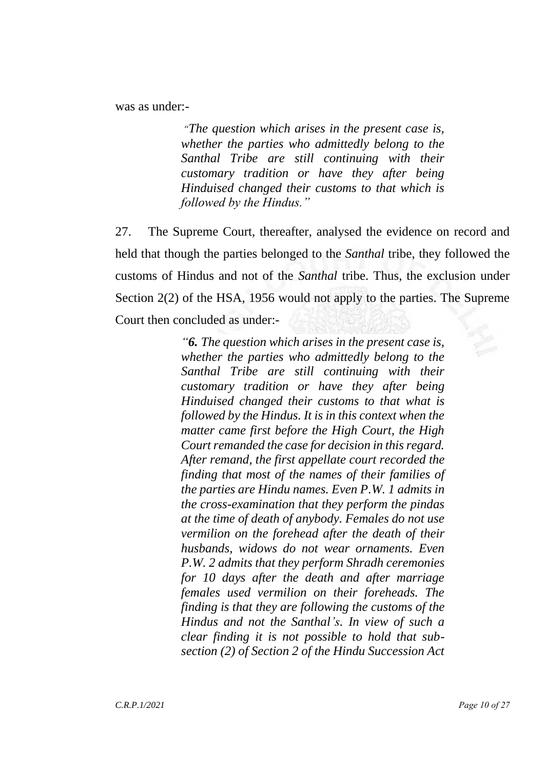was as under:-

> *"The question which arises in the present case is, whether the parties who admittedly belong to the Santhal Tribe are still continuing with their customary tradition or have they after being Hinduised changed their customs to that which is followed by the Hindus."*

27. The Supreme Court, thereafter, analysed the evidence on record and held that though the parties belonged to the *Santhal* tribe, they followed the customs of Hindus and not of the *Santhal* tribe. Thus, the exclusion under Section 2(2) of the HSA, 1956 would not apply to the parties. The Supreme Court then concluded as under:-

> *"**6.** The question which arises in the present case is, whether the parties who admittedly belong to the Santhal Tribe are still continuing with their customary tradition or have they after being Hinduised changed their customs to that what is followed by the Hindus. It is in this context when the matter came first before the High Court, the High Court remanded the case for decision in this regard. After remand, the first appellate court recorded the finding that most of the names of their families of the parties are Hindu names. Even P.W. 1 admits in the cross-examination that they perform the pindas at the time of death of anybody. Females do not use vermilion on the forehead after the death of their husbands, widows do not wear ornaments. Even P.W. 2 admits that they perform Shradh ceremonies for 10 days after the death and after marriage females used vermilion on their foreheads. The finding is that they are following the customs of the Hindus and not the Santhal's. In view of such a clear finding it is not possible to hold that sub-section (2) of Section 2 of the Hindu Succession Act*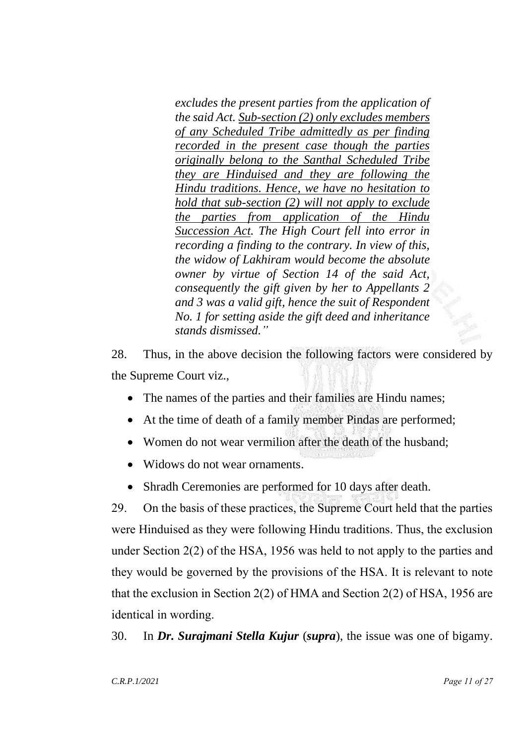> *excludes the present parties from the application of the said Act. Sub-section (2) only excludes members of any Scheduled Tribe admittedly as per finding recorded in the present case though the parties originally belong to the Santhal Scheduled Tribe they are Hinduised and they are following the Hindu traditions. Hence, we have no hesitation to hold that sub-section (2) will not apply to exclude the parties from application of the Hindu Succession Act. The High Court fell into error in recording a finding to the contrary. In view of this, the widow of Lakhiram would become the absolute owner by virtue of Section 14 of the said Act, consequently the gift given by her to Appellants 2 and 3 was a valid gift, hence the suit of Respondent No. 1 for setting aside the gift deed and inheritance stands dismissed."*

28. Thus, in the above decision the following factors were considered by the Supreme Court viz.,

- The names of the parties and their families are Hindu names;
- At the time of death of a family member Pindas are performed;
- Women do not wear vermilion after the death of the husband;
- Widows do not wear ornaments.
- Shradh Ceremonies are performed for 10 days after death.

29. On the basis of these practices, the Supreme Court held that the parties were Hinduised as they were following Hindu traditions. Thus, the exclusion under Section 2(2) of the HSA, 1956 was held to not apply to the parties and they would be governed by the provisions of the HSA. It is relevant to note that the exclusion in Section 2(2) of HMA and Section 2(2) of HSA, 1956 are identical in wording.

30. In ***Dr. Surajmani Stella Kujur*** (***supra***), the issue was one of bigamy.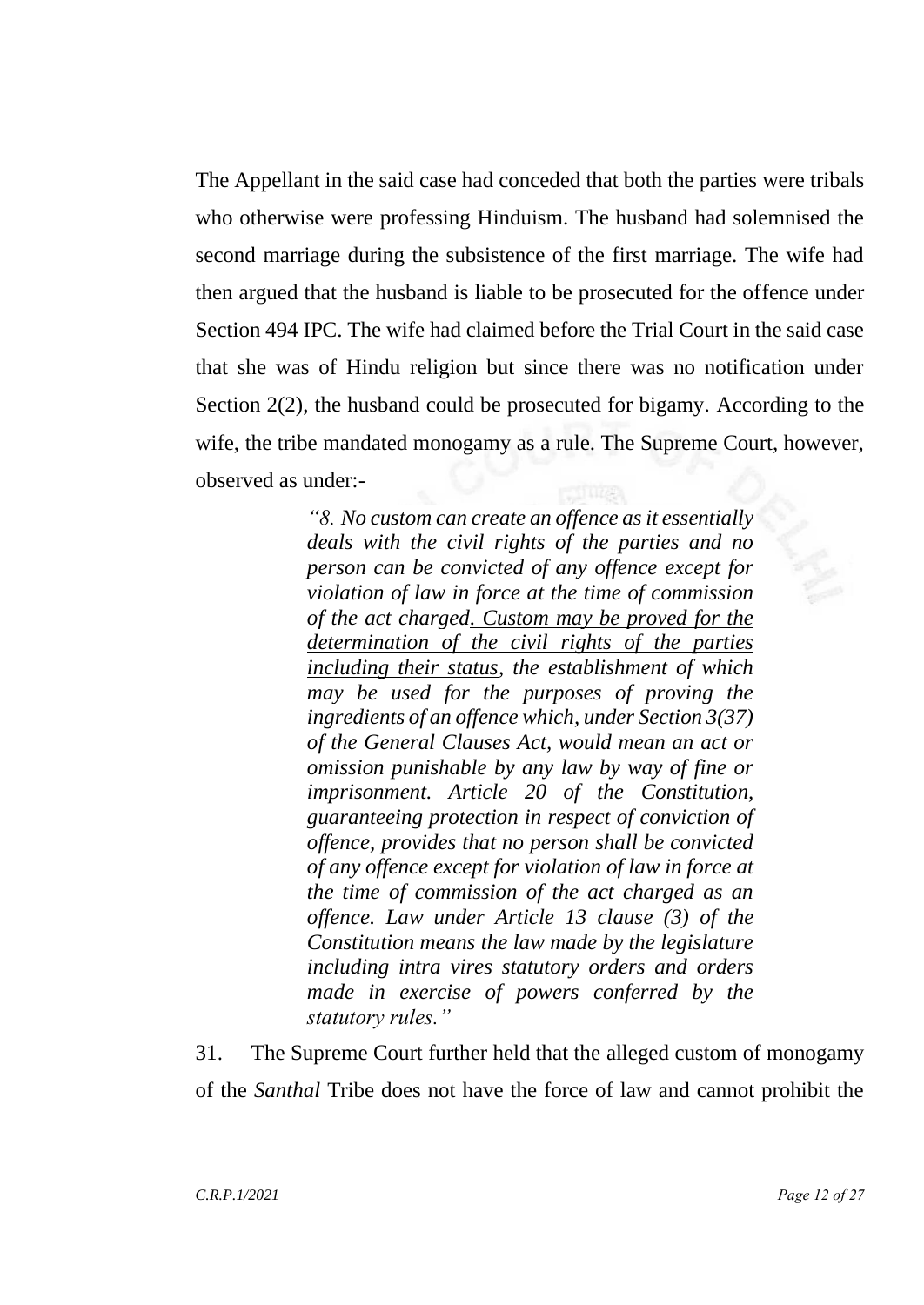The Appellant in the said case had conceded that both the parties were tribals who otherwise were professing Hinduism. The husband had solemnised the second marriage during the subsistence of the first marriage. The wife had then argued that the husband is liable to be prosecuted for the offence under Section 494 IPC. The wife had claimed before the Trial Court in the said case that she was of Hindu religion but since there was no notification under Section 2(2), the husband could be prosecuted for bigamy. According to the wife, the tribe mandated monogamy as a rule. The Supreme Court, however, observed as under:-

> *"8. No custom can create an offence as it essentially deals with the civil rights of the parties and no person can be convicted of any offence except for violation of law in force at the time of commission of the act charged. <u>Custom may be proved for the determination of the civil rights of the parties including their status</u>, the establishment of which may be used for the purposes of proving the ingredients of an offence which, under Section 3(37) of the General Clauses Act, would mean an act or omission punishable by any law by way of fine or imprisonment. Article 20 of the Constitution, guaranteeing protection in respect of conviction of offence, provides that no person shall be convicted of any offence except for violation of law in force at the time of commission of the act charged as an offence. Law under Article 13 clause (3) of the Constitution means the law made by the legislature including intra vires statutory orders and orders made in exercise of powers conferred by the statutory rules."*

31. The Supreme Court further held that the alleged custom of monogamy of the *Santhal* Tribe does not have the force of law and cannot prohibit the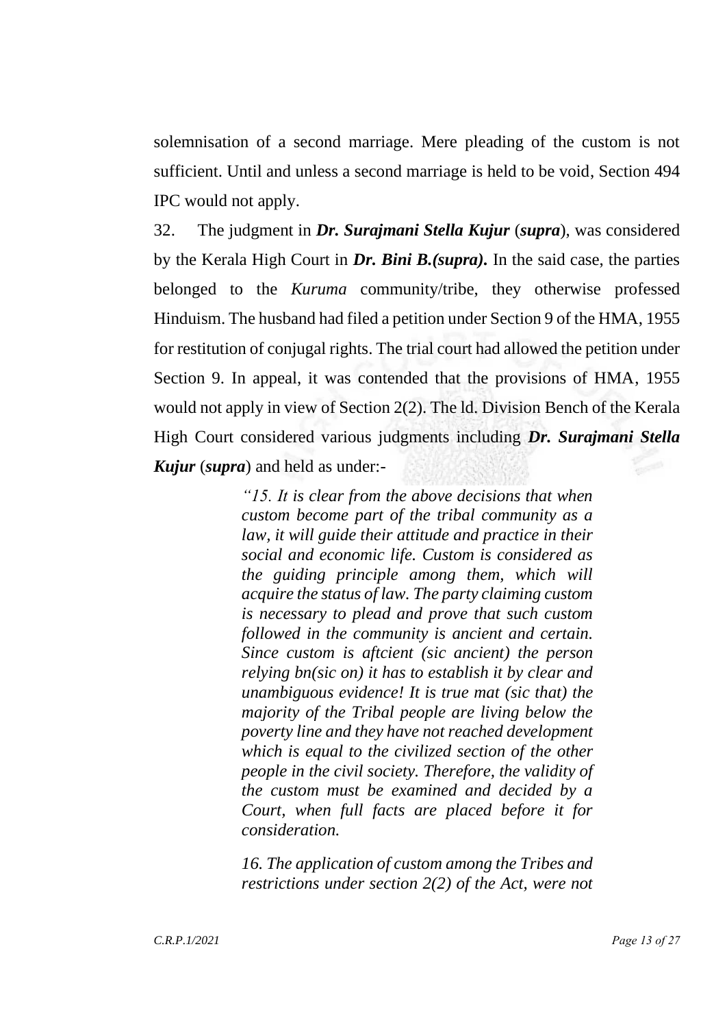solemnisation of a second marriage. Mere pleading of the custom is not sufficient. Until and unless a second marriage is held to be void, Section 494 IPC would not apply.

32. The judgment in ***Dr. Surajmani Stella Kujur*** (***supra***), was considered by the Kerala High Court in ***Dr. Bini B.(supra).*** In the said case, the parties belonged to the *Kuruma* community/tribe, they otherwise professed Hinduism. The husband had filed a petition under Section 9 of the HMA, 1955 for restitution of conjugal rights. The trial court had allowed the petition under Section 9. In appeal, it was contended that the provisions of HMA, 1955 would not apply in view of Section 2(2). The ld. Division Bench of the Kerala High Court considered various judgments including ***Dr. Surajmani Stella Kujur*** (***supra***) and held as under:-

> *"15. It is clear from the above decisions that when custom become part of the tribal community as a law, it will guide their attitude and practice in their social and economic life. Custom is considered as the guiding principle among them, which will acquire the status of law. The party claiming custom is necessary to plead and prove that such custom followed in the community is ancient and certain. Since custom is aftcient (sic ancient) the person relying bn(sic on) it has to establish it by clear and unambiguous evidence! It is true mat (sic that) the majority of the Tribal people are living below the poverty line and they have not reached development which is equal to the civilized section of the other people in the civil society. Therefore, the validity of the custom must be examined and decided by a Court, when full facts are placed before it for consideration.*
>
> *16. The application of custom among the Tribes and restrictions under section 2(2) of the Act, were not*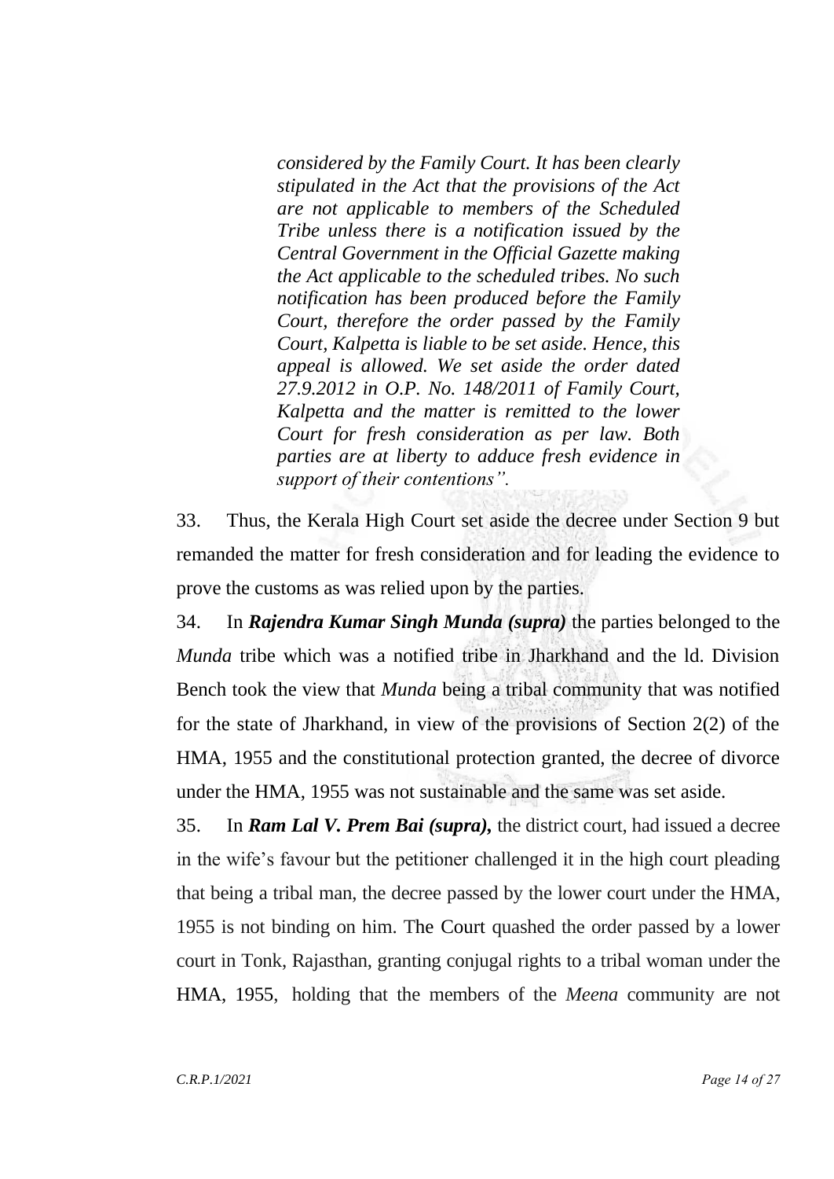> *considered by the Family Court. It has been clearly stipulated in the Act that the provisions of the Act are not applicable to members of the Scheduled Tribe unless there is a notification issued by the Central Government in the Official Gazette making the Act applicable to the scheduled tribes. No such notification has been produced before the Family Court, therefore the order passed by the Family Court, Kalpetta is liable to be set aside. Hence, this appeal is allowed. We set aside the order dated 27.9.2012 in O.P. No. 148/2011 of Family Court, Kalpetta and the matter is remitted to the lower Court for fresh consideration as per law. Both parties are at liberty to adduce fresh evidence in support of their contentions".*

33. Thus, the Kerala High Court set aside the decree under Section 9 but remanded the matter for fresh consideration and for leading the evidence to prove the customs as was relied upon by the parties.

34. In ***Rajendra Kumar Singh Munda (supra)*** the parties belonged to the *Munda* tribe which was a notified tribe in Jharkhand and the ld. Division Bench took the view that *Munda* being a tribal community that was notified for the state of Jharkhand, in view of the provisions of Section 2(2) of the HMA, 1955 and the constitutional protection granted, the decree of divorce under the HMA, 1955 was not sustainable and the same was set aside.

35. In ***Ram Lal V. Prem Bai (supra),*** the district court, had issued a decree in the wife's favour but the petitioner challenged it in the high court pleading that being a tribal man, the decree passed by the lower court under the HMA, 1955 is not binding on him. The Court quashed the order passed by a lower court in Tonk, Rajasthan, granting conjugal rights to a tribal woman under the HMA, 1955, holding that the members of the *Meena* community are not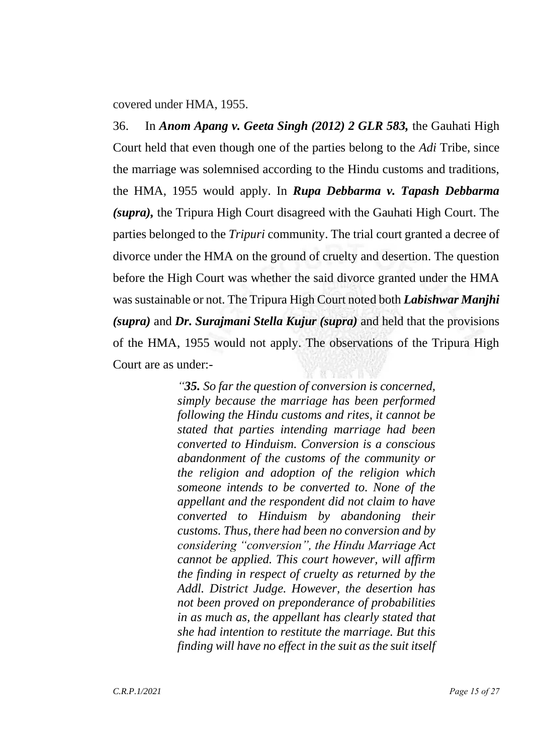covered under HMA, 1955.

36. In ***Anom Apang v. Geeta Singh (2012) 2 GLR 583,*** the Gauhati High Court held that even though one of the parties belong to the *Adi* Tribe, since the marriage was solemnised according to the Hindu customs and traditions, the HMA, 1955 would apply. In ***Rupa Debbarma v. Tapash Debbarma (supra),*** the Tripura High Court disagreed with the Gauhati High Court. The parties belonged to the *Tripuri* community. The trial court granted a decree of divorce under the HMA on the ground of cruelty and desertion. The question before the High Court was whether the said divorce granted under the HMA was sustainable or not. The Tripura High Court noted both ***Labishwar Manjhi (supra)*** and ***Dr. Surajmani Stella Kujur (supra)*** and held that the provisions of the HMA, 1955 would not apply. The observations of the Tripura High Court are as under:-

> *"**35.** So far the question of conversion is concerned, simply because the marriage has been performed following the Hindu customs and rites, it cannot be stated that parties intending marriage had been converted to Hinduism. Conversion is a conscious abandonment of the customs of the community or the religion and adoption of the religion which someone intends to be converted to. None of the appellant and the respondent did not claim to have converted to Hinduism by abandoning their customs. Thus, there had been no conversion and by considering "conversion", the Hindu Marriage Act cannot be applied. This court however, will affirm the finding in respect of cruelty as returned by the Addl. District Judge. However, the desertion has not been proved on preponderance of probabilities in as much as, the appellant has clearly stated that she had intention to restitute the marriage. But this finding will have no effect in the suit as the suit itself*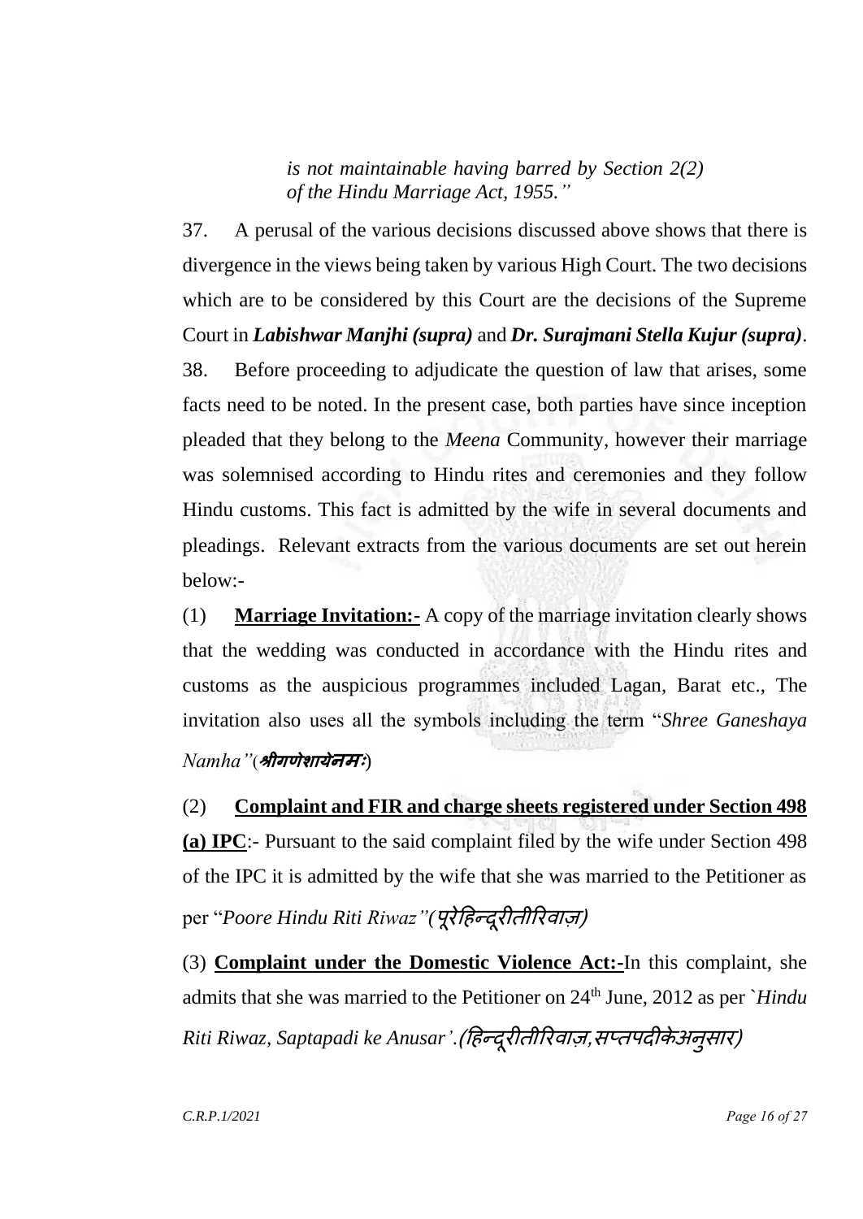*is not maintainable having barred by Section 2(2) of the Hindu Marriage Act, 1955."*

37. A perusal of the various decisions discussed above shows that there is divergence in the views being taken by various High Court. The two decisions which are to be considered by this Court are the decisions of the Supreme Court in ***Labishwar Manjhi (supra)*** and ***Dr. Surajmani Stella Kujur (supra)***.

38. Before proceeding to adjudicate the question of law that arises, some facts need to be noted. In the present case, both parties have since inception pleaded that they belong to the *Meena* Community, however their marriage was solemnised according to Hindu rites and ceremonies and they follow Hindu customs. This fact is admitted by the wife in several documents and pleadings. Relevant extracts from the various documents are set out herein below:-

(1) **<u>Marriage Invitation:-</u>** A copy of the marriage invitation clearly shows that the wedding was conducted in accordance with the Hindu rites and customs as the auspicious programmes included Lagan, Barat etc., The invitation also uses all the symbols including the term "*Shree Ganeshaya Namha"*(***श्रीगणेशायेनमः***)

(2) **<u>Complaint and FIR and charge sheets registered under Section 498 (a) IPC</u>**:- Pursuant to the said complaint filed by the wife under Section 498 of the IPC it is admitted by the wife that she was married to the Petitioner as per "*Poore Hindu Riti Riwaz"(पूरेहिन्दूरीतीरिवाज़)*

(3) **<u>Complaint under the Domestic Violence Act:-</u>**In this complaint, she admits that she was married to the Petitioner on 24th June, 2012 as per `*Hindu Riti Riwaz, Saptapadi ke Anusar'.(हिन्दूरीतीरिवाज़,सप्तपदीकेअनुसार)*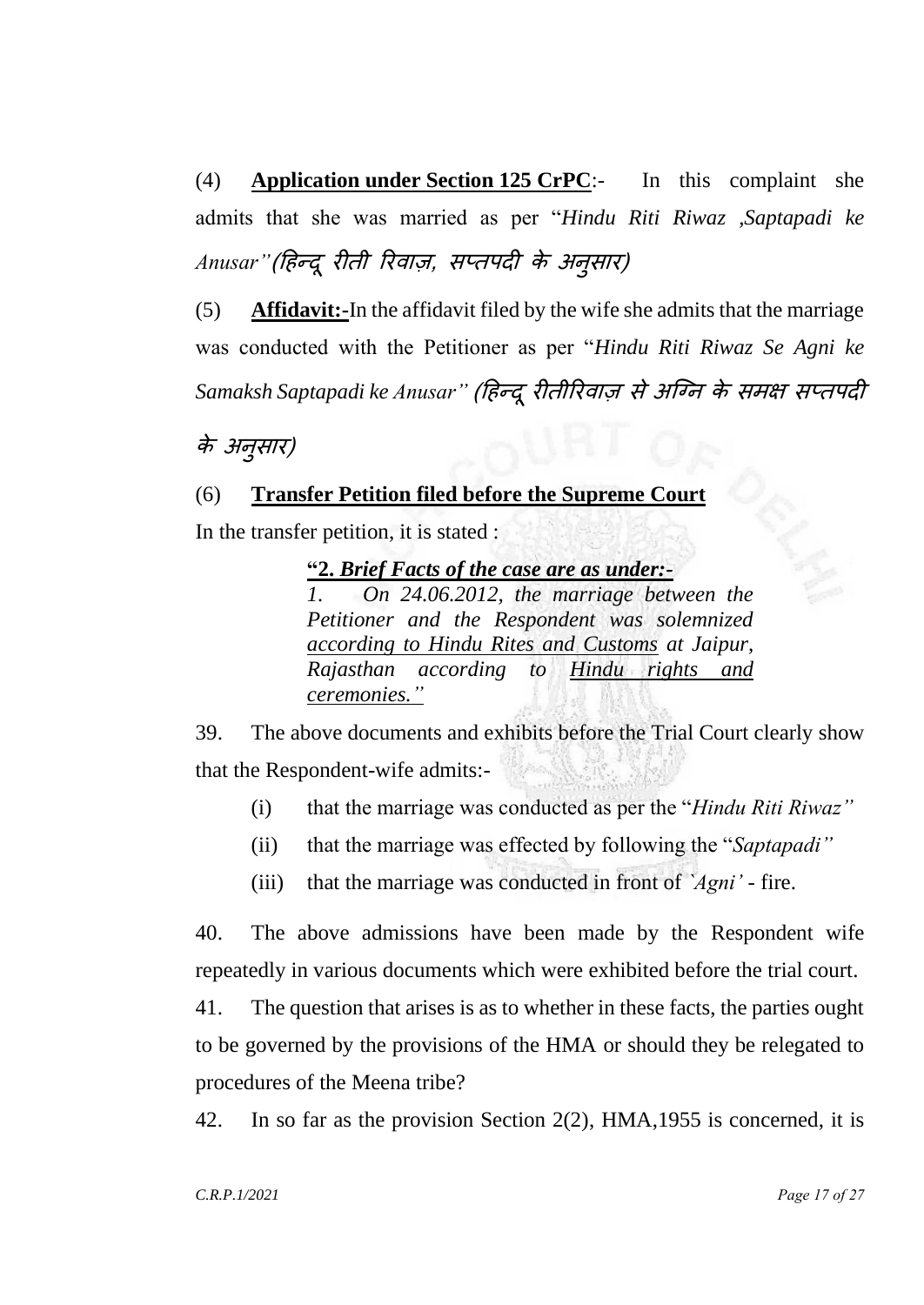(4) **<u>Application under Section 125 CrPC</u>**:- In this complaint she admits that she was married as per "*Hindu Riti Riwaz ,Saptapadi ke Anusar"(हिन्दू रीती रिवाज़, सप्तपदी के अनुसार)*

(5) **<u>Affidavit:-</u>**In the affidavit filed by the wife she admits that the marriage was conducted with the Petitioner as per "*Hindu Riti Riwaz Se Agni ke Samaksh Saptapadi ke Anusar" (हिन्दू रीतीरिवाज़ से अग्नि के समक्ष सप्तपदी के अनुसार)*

(6) **<u>Transfer Petition filed before the Supreme Court</u>**

In the transfer petition, it is stated :

> **"2. *<u>Brief Facts of the case are as under:-</u>***
>
> *1. On 24.06.2012, the marriage between the Petitioner and the Respondent was solemnized <u>according to Hindu Rites and Customs</u> at Jaipur, Rajasthan according to <u>Hindu rights and ceremonies."</u>*

39. The above documents and exhibits before the Trial Court clearly show that the Respondent-wife admits:-

(i) that the marriage was conducted as per the "*Hindu Riti Riwaz"*

(ii) that the marriage was effected by following the "*Saptapadi"*

(iii) that the marriage was conducted in front of *`Agni'* - fire.

40. The above admissions have been made by the Respondent wife repeatedly in various documents which were exhibited before the trial court.

41. The question that arises is as to whether in these facts, the parties ought to be governed by the provisions of the HMA or should they be relegated to procedures of the Meena tribe?

42. In so far as the provision Section 2(2), HMA,1955 is concerned, it is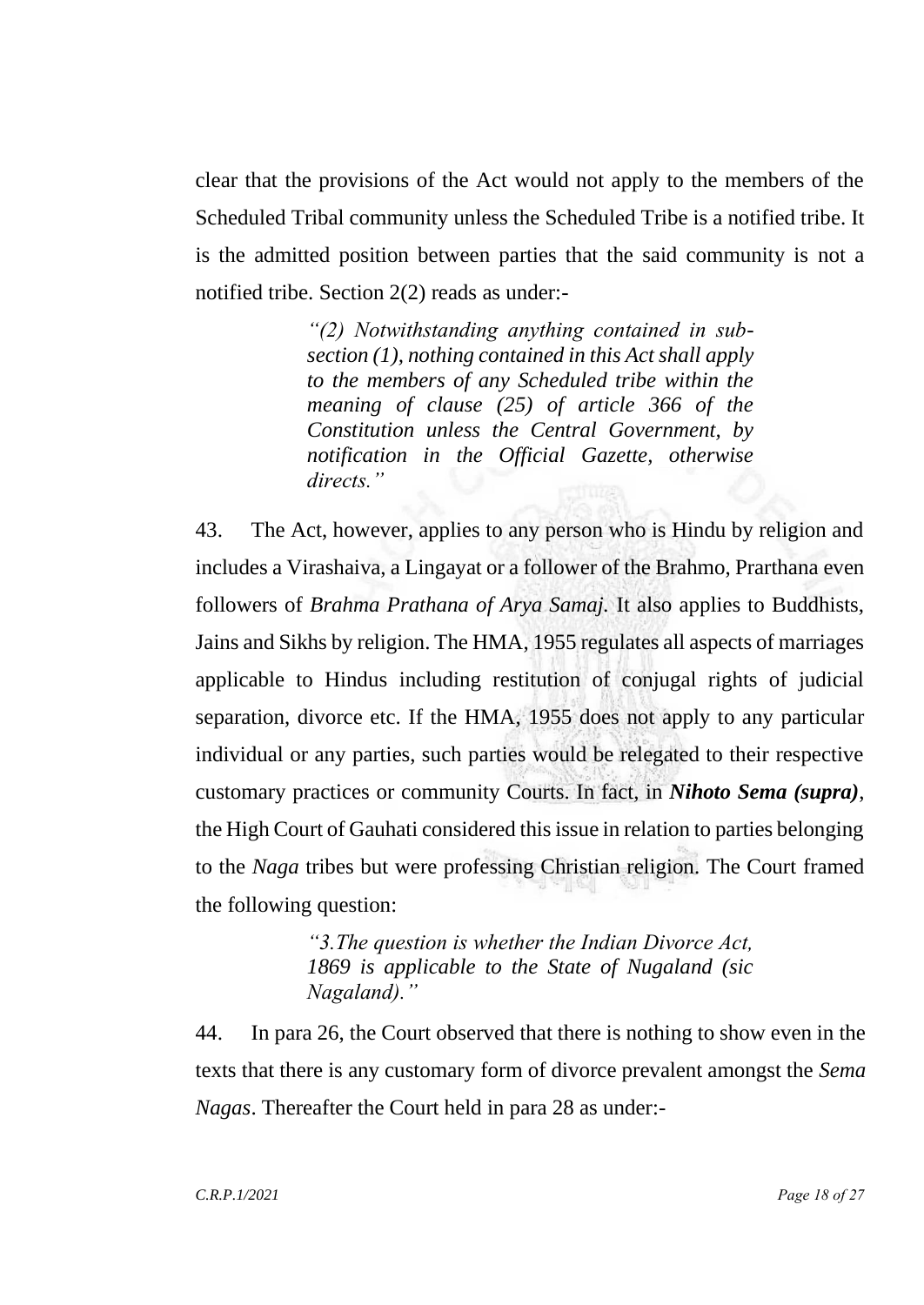clear that the provisions of the Act would not apply to the members of the Scheduled Tribal community unless the Scheduled Tribe is a notified tribe. It is the admitted position between parties that the said community is not a notified tribe. Section 2(2) reads as under:-

> *"(2) Notwithstanding anything contained in sub-section (1), nothing contained in this Act shall apply to the members of any Scheduled tribe within the meaning of clause (25) of article 366 of the Constitution unless the Central Government, by notification in the Official Gazette, otherwise directs."*

43. The Act, however, applies to any person who is Hindu by religion and includes a Virashaiva, a Lingayat or a follower of the Brahmo, Prarthana even followers of *Brahma Prathana of Arya Samaj.* It also applies to Buddhists, Jains and Sikhs by religion. The HMA, 1955 regulates all aspects of marriages applicable to Hindus including restitution of conjugal rights of judicial separation, divorce etc. If the HMA, 1955 does not apply to any particular individual or any parties, such parties would be relegated to their respective customary practices or community Courts. In fact, in ***Nihoto Sema (supra)***, the High Court of Gauhati considered this issue in relation to parties belonging to the *Naga* tribes but were professing Christian religion. The Court framed the following question:

> *"3.The question is whether the Indian Divorce Act, 1869 is applicable to the State of Nugaland (sic Nagaland)."*

44. In para 26, the Court observed that there is nothing to show even in the texts that there is any customary form of divorce prevalent amongst the *Sema Nagas*. Thereafter the Court held in para 28 as under:-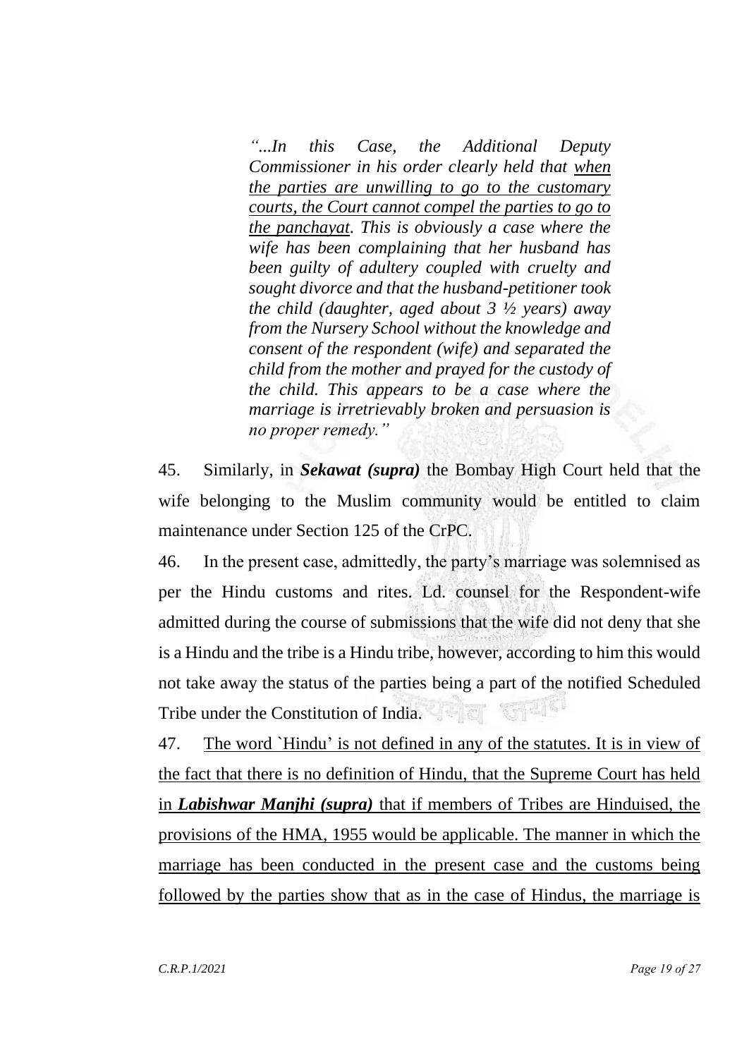> *"...In this Case, the Additional Deputy Commissioner in his order clearly held that <u>when the parties are unwilling to go to the customary courts, the Court cannot compel the parties to go to the panchayat</u>. This is obviously a case where the wife has been complaining that her husband has been guilty of adultery coupled with cruelty and sought divorce and that the husband-petitioner took the child (daughter, aged about 3 ½ years) away from the Nursery School without the knowledge and consent of the respondent (wife) and separated the child from the mother and prayed for the custody of the child. This appears to be a case where the marriage is irretrievably broken and persuasion is no proper remedy."*

45. Similarly, in ***Sekawat (supra)*** the Bombay High Court held that the wife belonging to the Muslim community would be entitled to claim maintenance under Section 125 of the CrPC.

46. In the present case, admittedly, the party's marriage was solemnised as per the Hindu customs and rites. Ld. counsel for the Respondent-wife admitted during the course of submissions that the wife did not deny that she is a Hindu and the tribe is a Hindu tribe, however, according to him this would not take away the status of the parties being a part of the notified Scheduled Tribe under the Constitution of India.

47. <u>The word `Hindu' is not defined in any of the statutes. It is in view of the fact that there is no definition of Hindu, that the Supreme Court has held in ***Labishwar Manjhi (supra)*** that if members of Tribes are Hinduised, the provisions of the HMA, 1955 would be applicable. The manner in which the marriage has been conducted in the present case and the customs being followed by the parties show that as in the case of Hindus, the marriage is</u>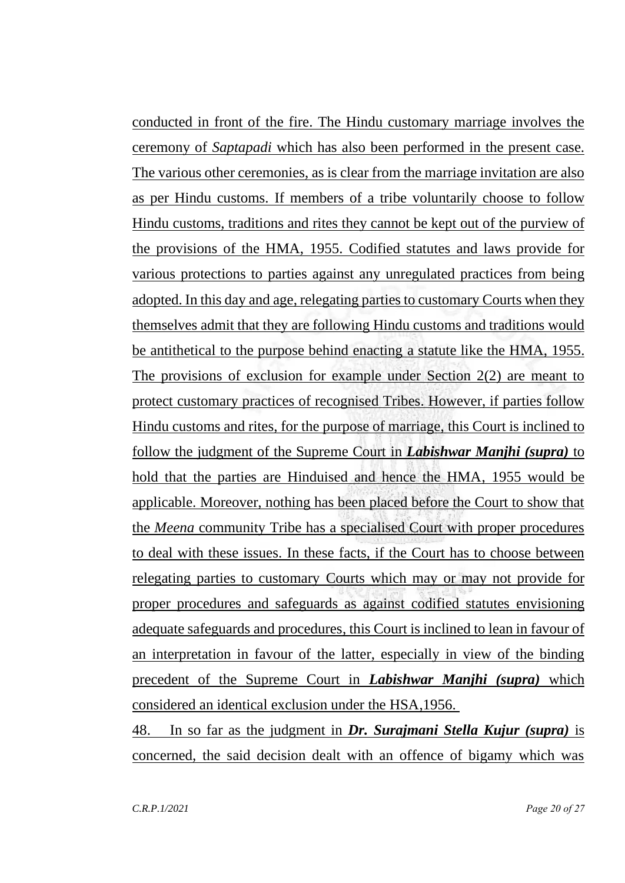conducted in front of the fire. The Hindu customary marriage involves the ceremony of *Saptapadi* which has also been performed in the present case. The various other ceremonies, as is clear from the marriage invitation are also as per Hindu customs. If members of a tribe voluntarily choose to follow Hindu customs, traditions and rites they cannot be kept out of the purview of the provisions of the HMA, 1955. Codified statutes and laws provide for various protections to parties against any unregulated practices from being adopted. In this day and age, relegating parties to customary Courts when they themselves admit that they are following Hindu customs and traditions would be antithetical to the purpose behind enacting a statute like the HMA, 1955. The provisions of exclusion for example under Section 2(2) are meant to protect customary practices of recognised Tribes. However, if parties follow Hindu customs and rites, for the purpose of marriage, this Court is inclined to follow the judgment of the Supreme Court in ***Labishwar Manjhi (supra)*** to hold that the parties are Hinduised and hence the HMA, 1955 would be applicable. Moreover, nothing has been placed before the Court to show that the *Meena* community Tribe has a specialised Court with proper procedures to deal with these issues. In these facts, if the Court has to choose between relegating parties to customary Courts which may or may not provide for proper procedures and safeguards as against codified statutes envisioning adequate safeguards and procedures, this Court is inclined to lean in favour of an interpretation in favour of the latter, especially in view of the binding precedent of the Supreme Court in ***Labishwar Manjhi (supra)*** which considered an identical exclusion under the HSA,1956.

48. In so far as the judgment in ***Dr. Surajmani Stella Kujur (supra)*** is concerned, the said decision dealt with an offence of bigamy which was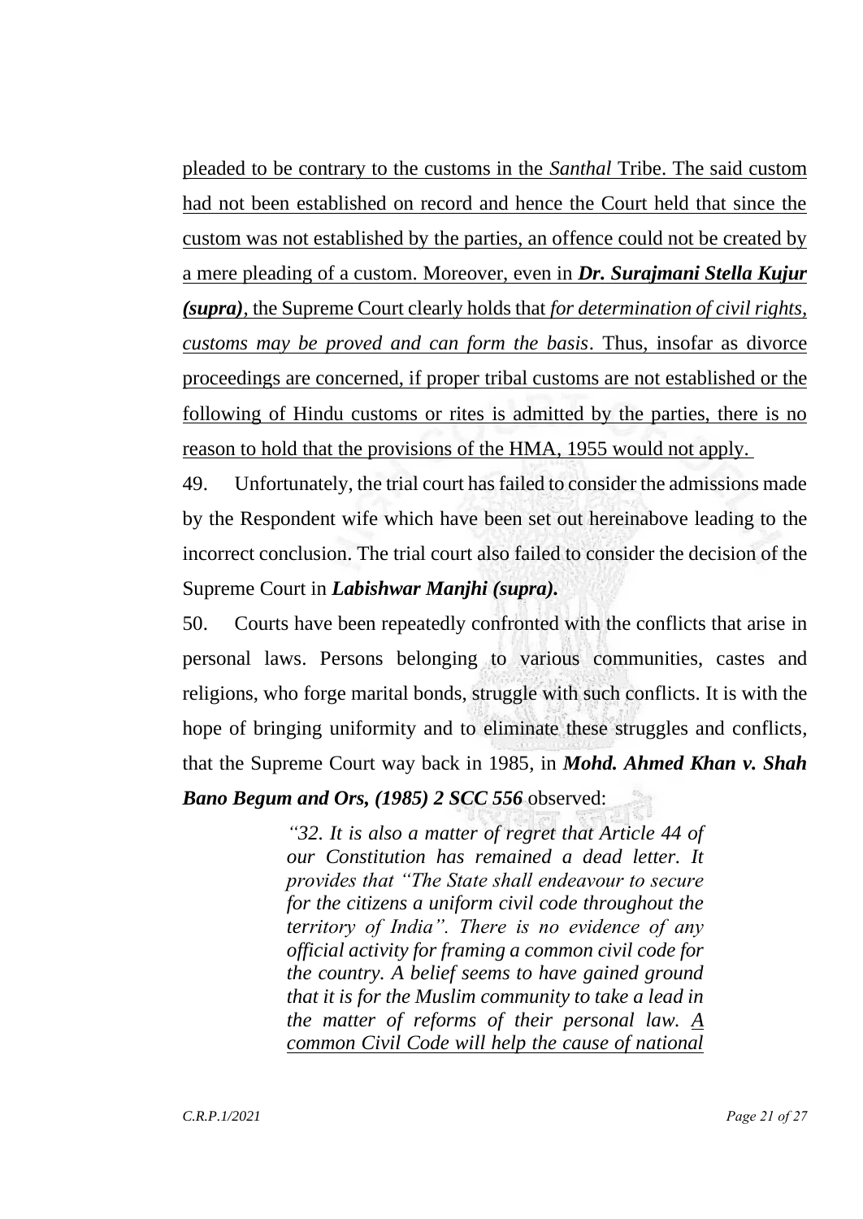pleaded to be contrary to the customs in the *Santhal* Tribe. The said custom had not been established on record and hence the Court held that since the custom was not established by the parties, an offence could not be created by a mere pleading of a custom. Moreover, even in ***Dr. Surajmani Stella Kujur (supra)***, the Supreme Court clearly holds that *for determination of civil rights, customs may be proved and can form the basis*. Thus, insofar as divorce proceedings are concerned, if proper tribal customs are not established or the following of Hindu customs or rites is admitted by the parties, there is no reason to hold that the provisions of the HMA, 1955 would not apply.

49. Unfortunately, the trial court has failed to consider the admissions made by the Respondent wife which have been set out hereinabove leading to the incorrect conclusion. The trial court also failed to consider the decision of the Supreme Court in ***Labishwar Manjhi (supra).***

50. Courts have been repeatedly confronted with the conflicts that arise in personal laws. Persons belonging to various communities, castes and religions, who forge marital bonds, struggle with such conflicts. It is with the hope of bringing uniformity and to eliminate these struggles and conflicts, that the Supreme Court way back in 1985, in ***Mohd. Ahmed Khan v. Shah Bano Begum and Ors, (1985) 2 SCC 556*** observed:

> *"32. It is also a matter of regret that Article 44 of our Constitution has remained a dead letter. It provides that "The State shall endeavour to secure for the citizens a uniform civil code throughout the territory of India". There is no evidence of any official activity for framing a common civil code for the country. A belief seems to have gained ground that it is for the Muslim community to take a lead in the matter of reforms of their personal law. A common Civil Code will help the cause of national*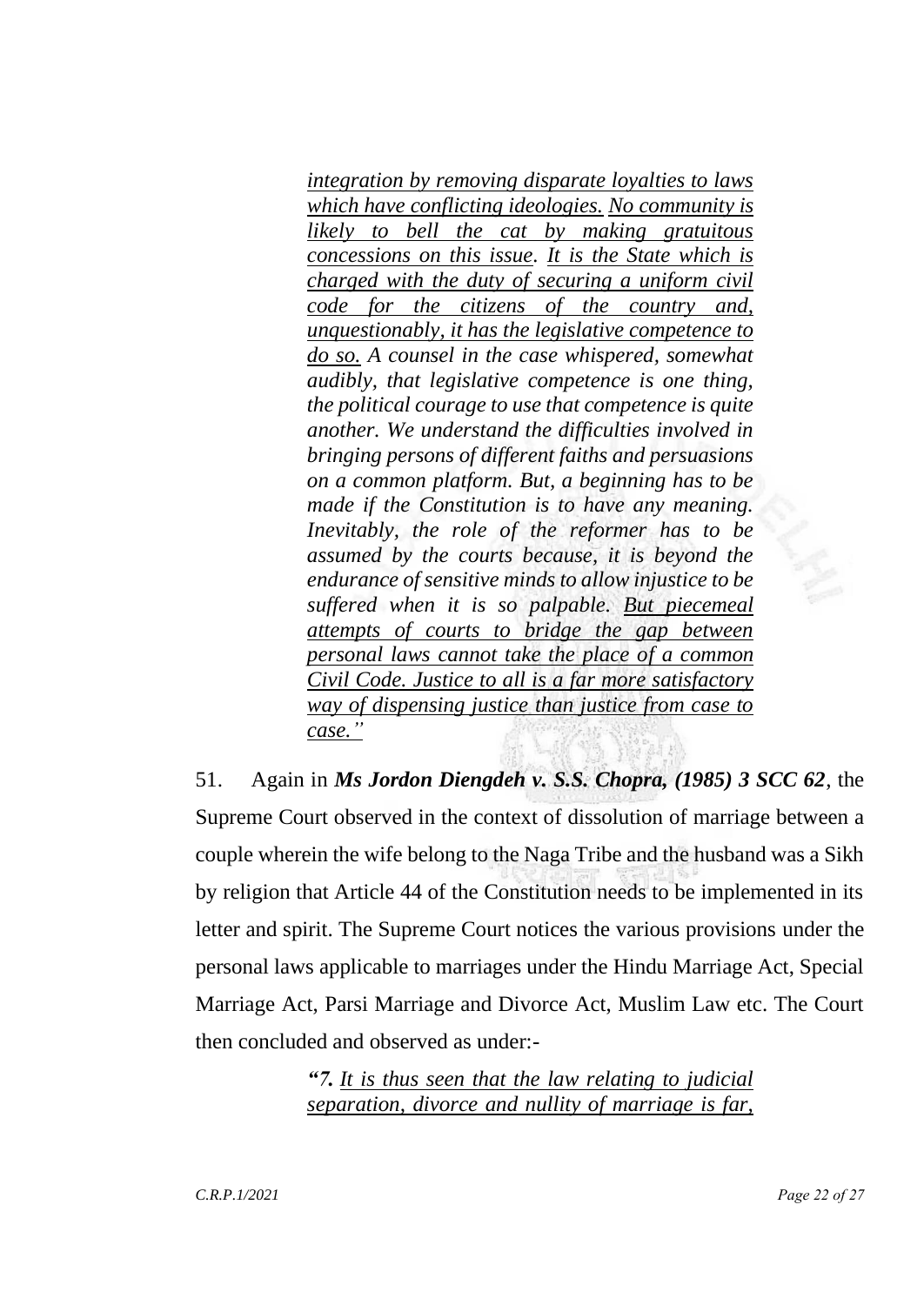> *<u>integration by removing disparate loyalties to laws which have conflicting ideologies.</u> <u>No community is likely to bell the cat by making gratuitous concessions on this issue</u>. <u>It is the State which is charged with the duty of securing a uniform civil code for the citizens of the country and, unquestionably, it has the legislative competence to do so.</u> A counsel in the case whispered, somewhat audibly, that legislative competence is one thing, the political courage to use that competence is quite another. We understand the difficulties involved in bringing persons of different faiths and persuasions on a common platform. But, a beginning has to be made if the Constitution is to have any meaning. Inevitably, the role of the reformer has to be assumed by the courts because, it is beyond the endurance of sensitive minds to allow injustice to be suffered when it is so palpable. <u>But piecemeal attempts of courts to bridge the gap between personal laws cannot take the place of a common Civil Code. Justice to all is a far more satisfactory way of dispensing justice than justice from case to case.</u>"*

51. Again in ***Ms Jordon Diengdeh v. S.S. Chopra, (1985) 3 SCC 62***, the Supreme Court observed in the context of dissolution of marriage between a couple wherein the wife belong to the Naga Tribe and the husband was a Sikh by religion that Article 44 of the Constitution needs to be implemented in its letter and spirit. The Supreme Court notices the various provisions under the personal laws applicable to marriages under the Hindu Marriage Act, Special Marriage Act, Parsi Marriage and Divorce Act, Muslim Law etc. The Court then concluded and observed as under:-

> *"**7.** <u>It is thus seen that the law relating to judicial separation, divorce and nullity of marriage is far,</u>*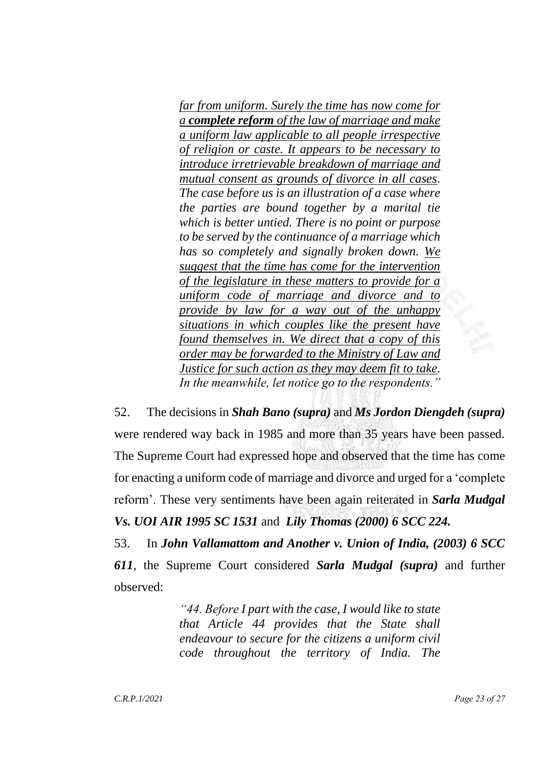> *far from uniform. Surely the time has now come for a **complete reform** of the law of marriage and make a uniform law applicable to all people irrespective of religion or caste. It appears to be necessary to introduce irretrievable breakdown of marriage and mutual consent as grounds of divorce in all cases. The case before us is an illustration of a case where the parties are bound together by a marital tie which is better untied. There is no point or purpose to be served by the continuance of a marriage which has so completely and signally broken down. We suggest that the time has come for the intervention of the legislature in these matters to provide for a uniform code of marriage and divorce and to provide by law for a way out of the unhappy situations in which couples like the present have found themselves in. We direct that a copy of this order may be forwarded to the Ministry of Law and Justice for such action as they may deem fit to take. In the meanwhile, let notice go to the respondents."*

52. The decisions in ***Shah Bano (supra)*** and ***Ms Jordon Diengdeh (supra)*** were rendered way back in 1985 and more than 35 years have been passed. The Supreme Court had expressed hope and observed that the time has come for enacting a uniform code of marriage and divorce and urged for a 'complete reform'. These very sentiments have been again reiterated in ***Sarla Mudgal Vs. UOI AIR 1995 SC 1531*** and ***Lily Thomas (2000) 6 SCC 224.***

53. In ***John Vallamattom and Another v. Union of India, (2003) 6 SCC 611***, the Supreme Court considered ***Sarla Mudgal (supra)*** and further observed:

> *"44. Before I part with the case, I would like to state that Article 44 provides that the State shall endeavour to secure for the citizens a uniform civil code throughout the territory of India. The*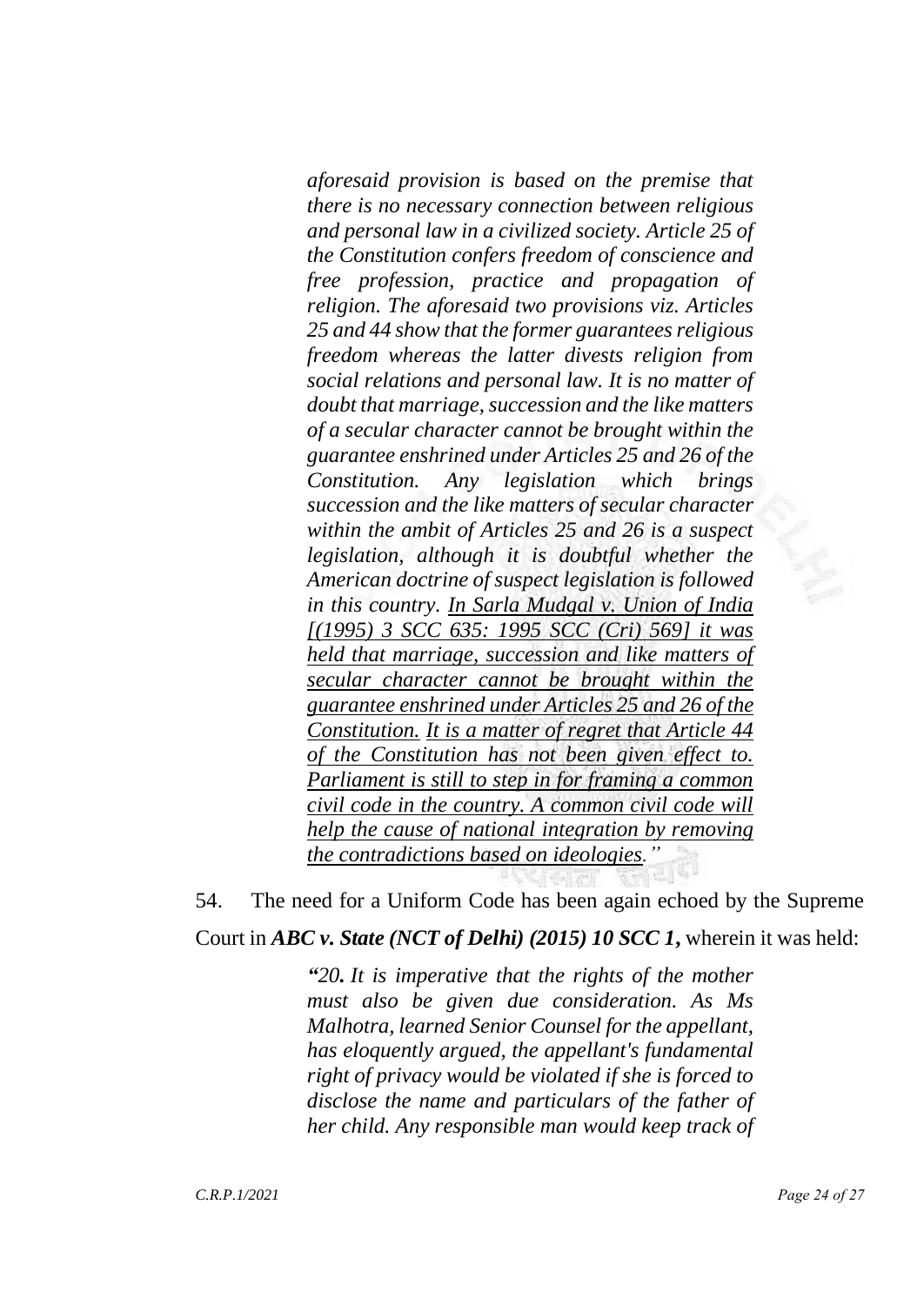> *aforesaid provision is based on the premise that there is no necessary connection between religious and personal law in a civilized society. Article 25 of the Constitution confers freedom of conscience and free profession, practice and propagation of religion. The aforesaid two provisions viz. Articles 25 and 44 show that the former guarantees religious freedom whereas the latter divests religion from social relations and personal law. It is no matter of doubt that marriage, succession and the like matters of a secular character cannot be brought within the guarantee enshrined under Articles 25 and 26 of the Constitution. Any legislation which brings succession and the like matters of secular character within the ambit of Articles 25 and 26 is a suspect legislation, although it is doubtful whether the American doctrine of suspect legislation is followed in this country. <u>In Sarla Mudgal v. Union of India [(1995) 3 SCC 635: 1995 SCC (Cri) 569] it was held that marriage, succession and like matters of secular character cannot be brought within the guarantee enshrined under Articles 25 and 26 of the Constitution.</u> <u>It is a matter of regret that Article 44 of the Constitution has not been given effect to. Parliament is still to step in for framing a common civil code in the country. A common civil code will help the cause of national integration by removing the contradictions based on ideologies.</u>"*

54. The need for a Uniform Code has been again echoed by the Supreme Court in ***ABC v. State (NCT of Delhi) (2015) 10 SCC 1,*** wherein it was held:

> *"**20.** It is imperative that the rights of the mother must also be given due consideration. As Ms Malhotra, learned Senior Counsel for the appellant, has eloquently argued, the appellant's fundamental right of privacy would be violated if she is forced to disclose the name and particulars of the father of her child. Any responsible man would keep track of*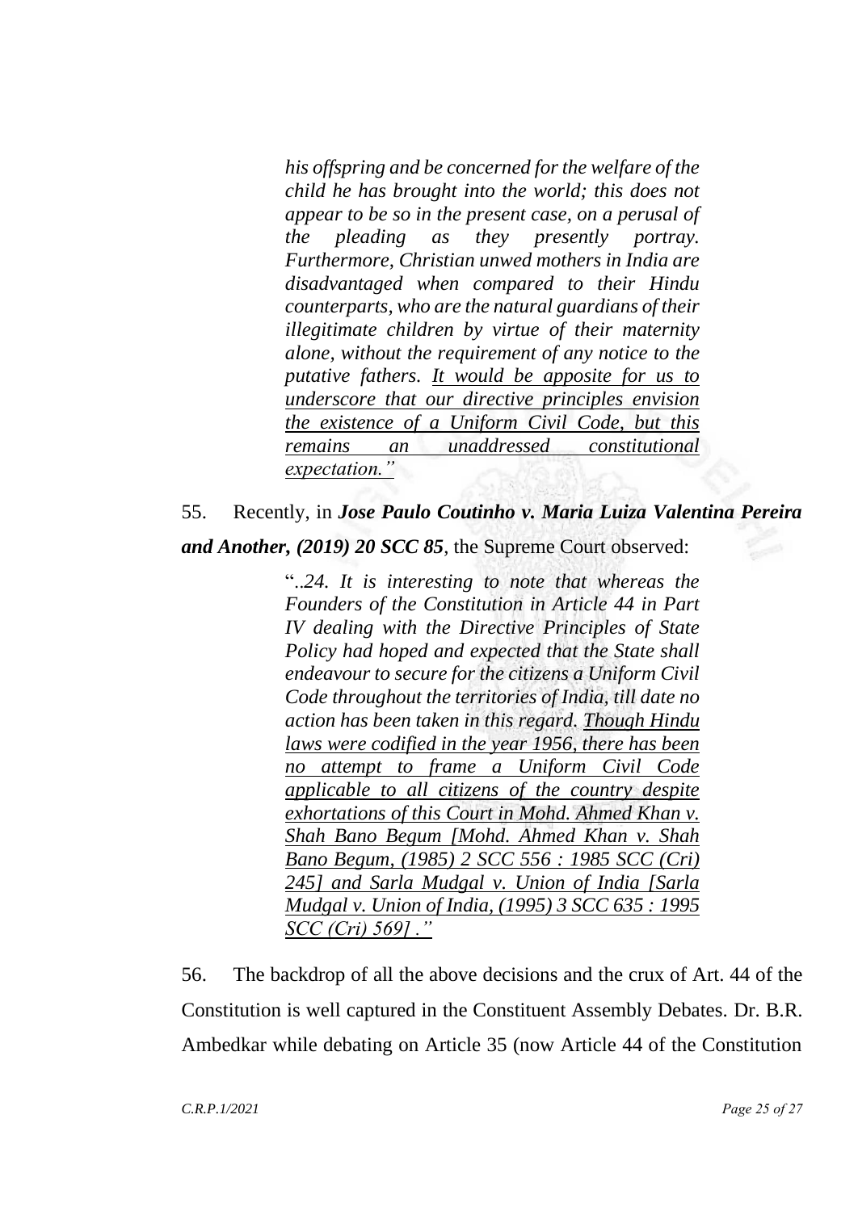> *his offspring and be concerned for the welfare of the child he has brought into the world; this does not appear to be so in the present case, on a perusal of the pleading as they presently portray. Furthermore, Christian unwed mothers in India are disadvantaged when compared to their Hindu counterparts, who are the natural guardians of their illegitimate children by virtue of their maternity alone, without the requirement of any notice to the putative fathers. <u>It would be apposite for us to underscore that our directive principles envision the existence of a Uniform Civil Code, but this remains an unaddressed constitutional expectation.</u>"*

55. Recently, in ***Jose Paulo Coutinho v. Maria Luiza Valentina Pereira and Another, (2019) 20 SCC 85***, the Supreme Court observed:

> "..*24. It is interesting to note that whereas the Founders of the Constitution in Article 44 in Part IV dealing with the Directive Principles of State Policy had hoped and expected that the State shall endeavour to secure for the citizens a Uniform Civil Code throughout the territories of India, till date no action has been taken in this regard. <u>Though Hindu laws were codified in the year 1956, there has been no attempt to frame a Uniform Civil Code applicable to all citizens of the country despite exhortations of this Court in Mohd. Ahmed Khan v. Shah Bano Begum [Mohd. Ahmed Khan v. Shah Bano Begum, (1985) 2 SCC 556 : 1985 SCC (Cri) 245] and Sarla Mudgal v. Union of India [Sarla Mudgal v. Union of India, (1995) 3 SCC 635 : 1995 SCC (Cri) 569] ."</u>*

56. The backdrop of all the above decisions and the crux of Art. 44 of the Constitution is well captured in the Constituent Assembly Debates. Dr. B.R. Ambedkar while debating on Article 35 (now Article 44 of the Constitution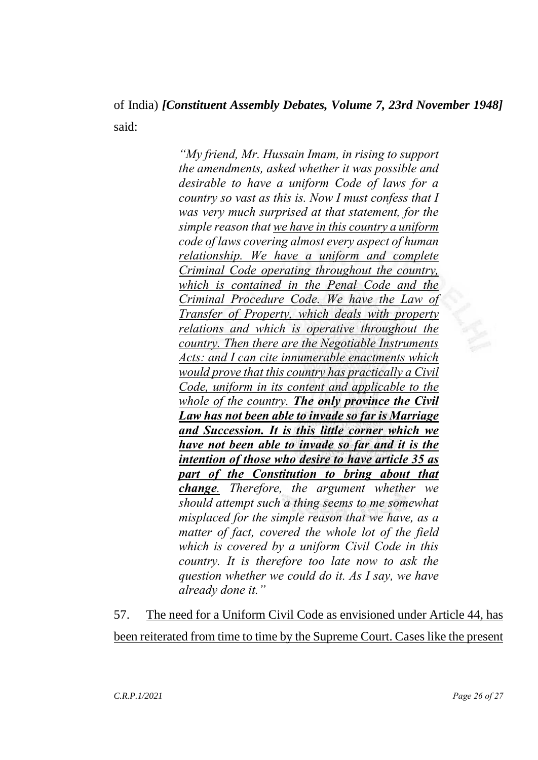of India) ***[Constituent Assembly Debates, Volume 7, 23rd November 1948]*** said:

> *"My friend, Mr. Hussain Imam, in rising to support the amendments, asked whether it was possible and desirable to have a uniform Code of laws for a country so vast as this is. Now I must confess that I was very much surprised at that statement, for the simple reason that <u>we have in this country a uniform code of laws covering almost every aspect of human relationship. We have a uniform and complete Criminal Code operating throughout the country, which is contained in the Penal Code and the Criminal Procedure Code. We have the Law of Transfer of Property, which deals with property relations and which is operative throughout the country. Then there are the Negotiable Instruments Acts: and I can cite innumerable enactments which would prove that this country has practically a Civil Code, uniform in its content and applicable to the whole of the country. **The only province the Civil Law has not been able to invade so far is Marriage and Succession. It is this little corner which we have not been able to invade so far and it is the intention of those who desire to have article 35 as part of the Constitution to bring about that change**</u>. Therefore, the argument whether we should attempt such a thing seems to me somewhat misplaced for the simple reason that we have, as a matter of fact, covered the whole lot of the field which is covered by a uniform Civil Code in this country. It is therefore too late now to ask the question whether we could do it. As I say, we have already done it."*

57. <u>The need for a Uniform Civil Code as envisioned under Article 44, has been reiterated from time to time by the Supreme Court. Cases like the present</u>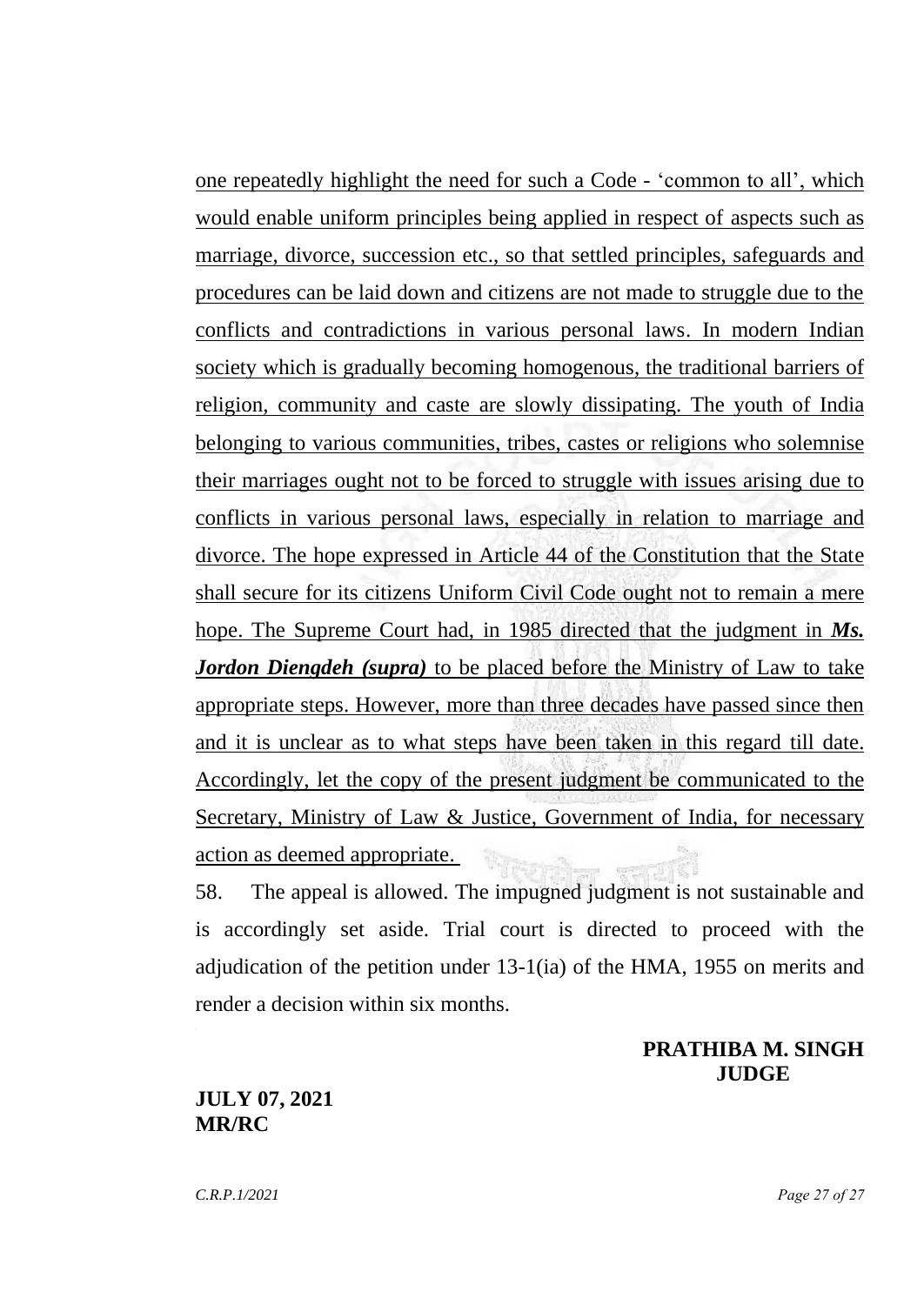one repeatedly highlight the need for such a Code - 'common to all', which would enable uniform principles being applied in respect of aspects such as marriage, divorce, succession etc., so that settled principles, safeguards and procedures can be laid down and citizens are not made to struggle due to the conflicts and contradictions in various personal laws. In modern Indian society which is gradually becoming homogenous, the traditional barriers of religion, community and caste are slowly dissipating. The youth of India belonging to various communities, tribes, castes or religions who solemnise their marriages ought not to be forced to struggle with issues arising due to conflicts in various personal laws, especially in relation to marriage and divorce. The hope expressed in Article 44 of the Constitution that the State shall secure for its citizens Uniform Civil Code ought not to remain a mere hope. The Supreme Court had, in 1985 directed that the judgment in ***Ms. Jordon Diengdeh (supra)*** to be placed before the Ministry of Law to take appropriate steps. However, more than three decades have passed since then and it is unclear as to what steps have been taken in this regard till date. Accordingly, let the copy of the present judgment be communicated to the Secretary, Ministry of Law & Justice, Government of India, for necessary action as deemed appropriate.

58. The appeal is allowed. The impugned judgment is not sustainable and is accordingly set aside. Trial court is directed to proceed with the adjudication of the petition under 13-1(ia) of the HMA, 1955 on merits and render a decision within six months.

**PRATHIBA M. SINGH**
**JUDGE**

**JULY 07, 2021**
**MR/RC**